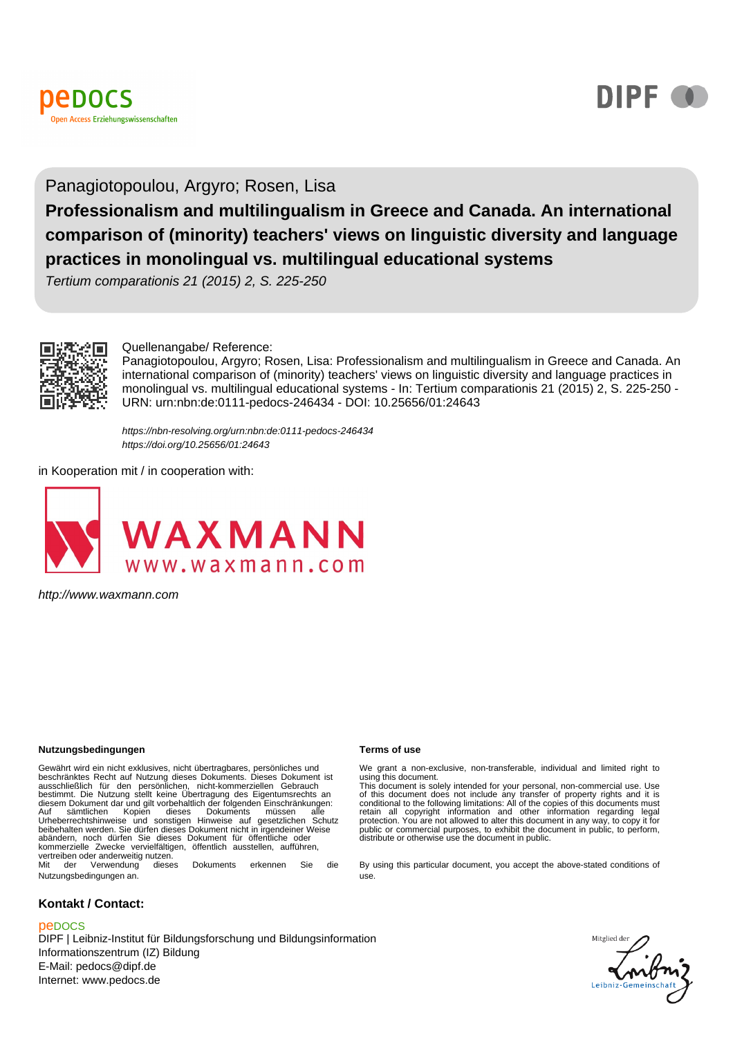peDOCS
Open Access Erziehungswissenschaften

DIPF

Panagiotopoulou, Argyro; Rosen, Lisa

**Professionalism and multilingualism in Greece and Canada. An international comparison of (minority) teachers' views on linguistic diversity and language practices in monolingual vs. multilingual educational systems**

*Tertium comparationis 21 (2015) 2, S. 225-250*

Quellenangabe/ Reference:
Panagiotopoulou, Argyro; Rosen, Lisa: Professionalism and multilingualism in Greece and Canada. An international comparison of (minority) teachers' views on linguistic diversity and language practices in monolingual vs. multilingual educational systems - In: Tertium comparationis 21 (2015) 2, S. 225-250 - URN: urn:nbn:de:0111-pedocs-246434 - DOI: 10.25656/01:24643

*https://nbn-resolving.org/urn:nbn:de:0111-pedocs-246434*
*https://doi.org/10.25656/01:24643*

in Kooperation mit / in cooperation with:

WAXMANN
www.waxmann.com

*http://www.waxmann.com*

**Nutzungsbedingungen**

Gewährt wird ein nicht exklusives, nicht übertragbares, persönliches und beschränktes Recht auf Nutzung dieses Dokuments. Dieses Dokument ist ausschließlich für den persönlichen, nicht-kommerziellen Gebrauch bestimmt. Die Nutzung stellt keine Übertragung des Eigentumsrechts an diesem Dokument dar und gilt vorbehaltlich der folgenden Einschränkungen: Auf sämtlichen Kopien dieses Dokuments müssen alle Urheberrechtshinweise und sonstigen Hinweise auf gesetzlichen Schutz beibehalten werden. Sie dürfen dieses Dokument nicht in irgendeiner Weise abändern, noch dürfen Sie dieses Dokument für öffentliche oder kommerzielle Zwecke vervielfältigen, öffentlich ausstellen, aufführen, vertreiben oder anderweitig nutzen.
Mit der Verwendung dieses Dokuments erkennen Sie die Nutzungsbedingungen an.

**Terms of use**

We grant a non-exclusive, non-transferable, individual and limited right to using this document.
This document is solely intended for your personal, non-commercial use. Use of this document does not include any transfer of property rights and it is conditional to the following limitations: All of the copies of this documents must retain all copyright information and other information regarding legal protection. You are not allowed to alter this document in any way, to copy it for public or commercial purposes, to exhibit the document in public, to perform, distribute or otherwise use the document in public.

By using this particular document, you accept the above-stated conditions of use.

**Kontakt / Contact:**

peDOCS
DIPF | Leibniz-Institut für Bildungsforschung und Bildungsinformation
Informationszentrum (IZ) Bildung
E-Mail: pedocs@dipf.de
Internet: www.pedocs.de

Mitglied der Leibniz-Gemeinschaft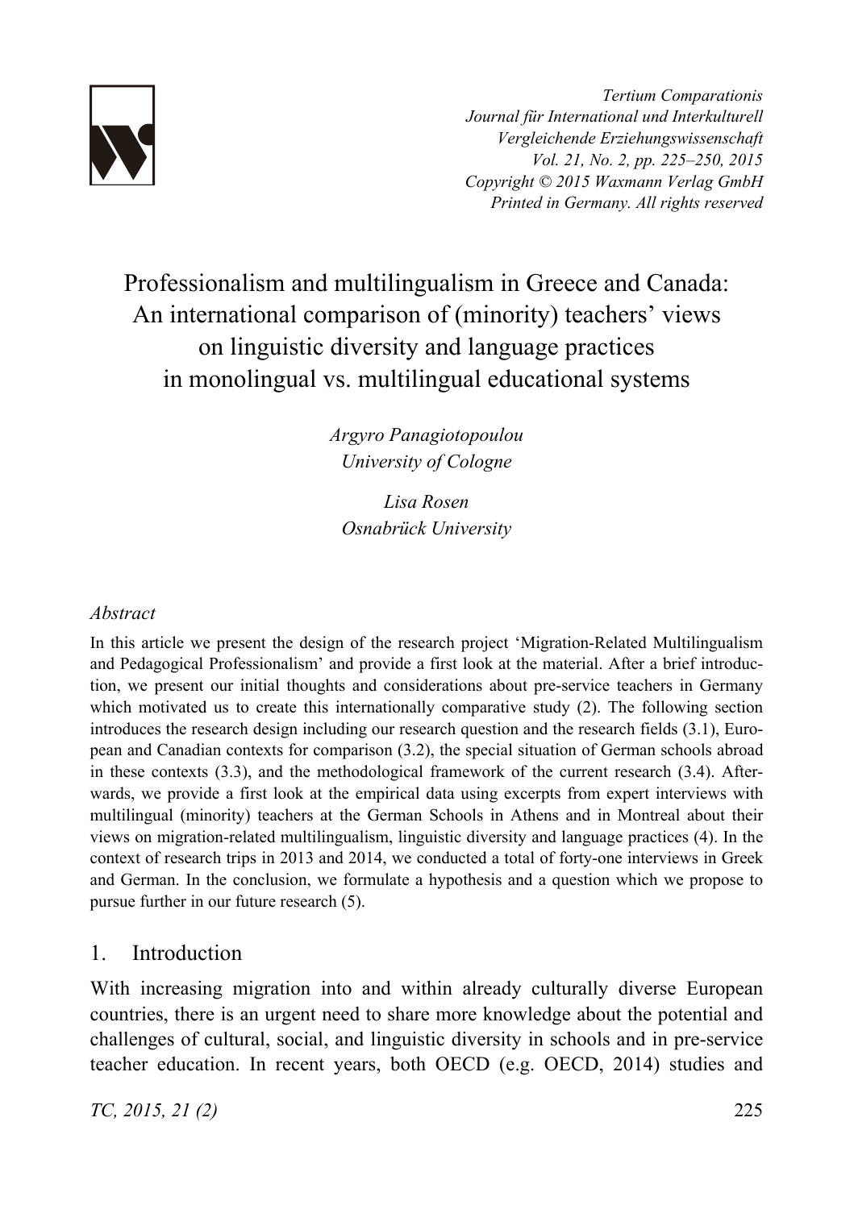# Professionalism and multilingualism in Greece and Canada: An international comparison of (minority) teachers' views on linguistic diversity and language practices in monolingual vs. multilingual educational systems

*Argyro Panagiotopoulou*
*University of Cologne*

*Lisa Rosen*
*Osnabrück University*

## *Abstract*

In this article we present the design of the research project 'Migration-Related Multilingualism and Pedagogical Professionalism' and provide a first look at the material. After a brief introduction, we present our initial thoughts and considerations about pre-service teachers in Germany which motivated us to create this internationally comparative study (2). The following section introduces the research design including our research question and the research fields (3.1), European and Canadian contexts for comparison (3.2), the special situation of German schools abroad in these contexts (3.3), and the methodological framework of the current research (3.4). Afterwards, we provide a first look at the empirical data using excerpts from expert interviews with multilingual (minority) teachers at the German Schools in Athens and in Montreal about their views on migration-related multilingualism, linguistic diversity and language practices (4). In the context of research trips in 2013 and 2014, we conducted a total of forty-one interviews in Greek and German. In the conclusion, we formulate a hypothesis and a question which we propose to pursue further in our future research (5).

## 1. Introduction

With increasing migration into and within already culturally diverse European countries, there is an urgent need to share more knowledge about the potential and challenges of cultural, social, and linguistic diversity in schools and in pre-service teacher education. In recent years, both OECD (e.g. OECD, 2014) studies and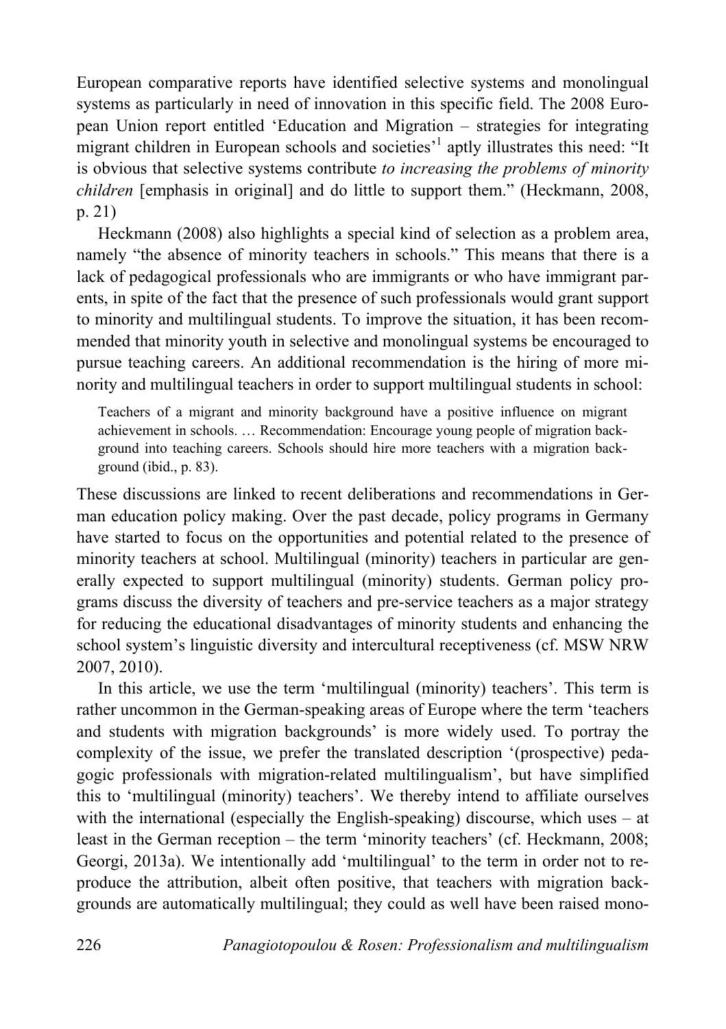European comparative reports have identified selective systems and monolingual systems as particularly in need of innovation in this specific field. The 2008 European Union report entitled 'Education and Migration – strategies for integrating migrant children in European schools and societies'[1] aptly illustrates this need: "It is obvious that selective systems contribute *to increasing the problems of minority children* [emphasis in original] and do little to support them." (Heckmann, 2008, p. 21)

Heckmann (2008) also highlights a special kind of selection as a problem area, namely "the absence of minority teachers in schools." This means that there is a lack of pedagogical professionals who are immigrants or who have immigrant parents, in spite of the fact that the presence of such professionals would grant support to minority and multilingual students. To improve the situation, it has been recommended that minority youth in selective and monolingual systems be encouraged to pursue teaching careers. An additional recommendation is the hiring of more minority and multilingual teachers in order to support multilingual students in school:

> Teachers of a migrant and minority background have a positive influence on migrant achievement in schools. … Recommendation: Encourage young people of migration background into teaching careers. Schools should hire more teachers with a migration background (ibid., p. 83).

These discussions are linked to recent deliberations and recommendations in German education policy making. Over the past decade, policy programs in Germany have started to focus on the opportunities and potential related to the presence of minority teachers at school. Multilingual (minority) teachers in particular are generally expected to support multilingual (minority) students. German policy programs discuss the diversity of teachers and pre-service teachers as a major strategy for reducing the educational disadvantages of minority students and enhancing the school system's linguistic diversity and intercultural receptiveness (cf. MSW NRW 2007, 2010).

In this article, we use the term 'multilingual (minority) teachers'. This term is rather uncommon in the German-speaking areas of Europe where the term 'teachers and students with migration backgrounds' is more widely used. To portray the complexity of the issue, we prefer the translated description '(prospective) pedagogic professionals with migration-related multilingualism', but have simplified this to 'multilingual (minority) teachers'. We thereby intend to affiliate ourselves with the international (especially the English-speaking) discourse, which uses – at least in the German reception – the term 'minority teachers' (cf. Heckmann, 2008; Georgi, 2013a). We intentionally add 'multilingual' to the term in order not to reproduce the attribution, albeit often positive, that teachers with migration backgrounds are automatically multilingual; they could as well have been raised mono-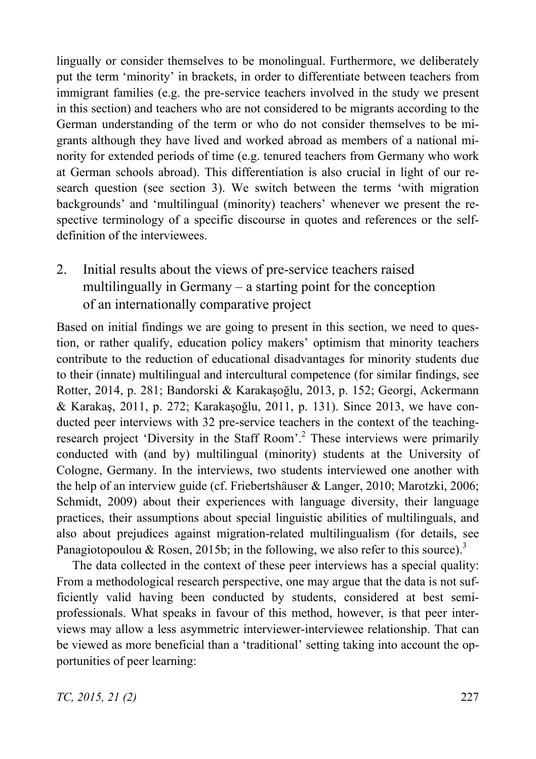lingually or consider themselves to be monolingual. Furthermore, we deliberately put the term 'minority' in brackets, in order to differentiate between teachers from immigrant families (e.g. the pre-service teachers involved in the study we present in this section) and teachers who are not considered to be migrants according to the German understanding of the term or who do not consider themselves to be migrants although they have lived and worked abroad as members of a national minority for extended periods of time (e.g. tenured teachers from Germany who work at German schools abroad). This differentiation is also crucial in light of our research question (see section 3). We switch between the terms 'with migration backgrounds' and 'multilingual (minority) teachers' whenever we present the respective terminology of a specific discourse in quotes and references or the self-definition of the interviewees.

## 2. Initial results about the views of pre-service teachers raised multilingually in Germany – a starting point for the conception of an internationally comparative project

Based on initial findings we are going to present in this section, we need to question, or rather qualify, education policy makers' optimism that minority teachers contribute to the reduction of educational disadvantages for minority students due to their (innate) multilingual and intercultural competence (for similar findings, see Rotter, 2014, p. 281; Bandorski & Karakaşoğlu, 2013, p. 152; Georgi, Ackermann & Karakaş, 2011, p. 272; Karakaşoğlu, 2011, p. 131). Since 2013, we have conducted peer interviews with 32 pre-service teachers in the context of the teaching-research project 'Diversity in the Staff Room'.[2] These interviews were primarily conducted with (and by) multilingual (minority) students at the University of Cologne, Germany. In the interviews, two students interviewed one another with the help of an interview guide (cf. Friebertshäuser & Langer, 2010; Marotzki, 2006; Schmidt, 2009) about their experiences with language diversity, their language practices, their assumptions about special linguistic abilities of multilinguals, and also about prejudices against migration-related multilingualism (for details, see Panagiotopoulou & Rosen, 2015b; in the following, we also refer to this source).[3]

The data collected in the context of these peer interviews has a special quality: From a methodological research perspective, one may argue that the data is not sufficiently valid having been conducted by students, considered at best semi-professionals. What speaks in favour of this method, however, is that peer interviews may allow a less asymmetric interviewer-interviewee relationship. That can be viewed as more beneficial than a 'traditional' setting taking into account the opportunities of peer learning: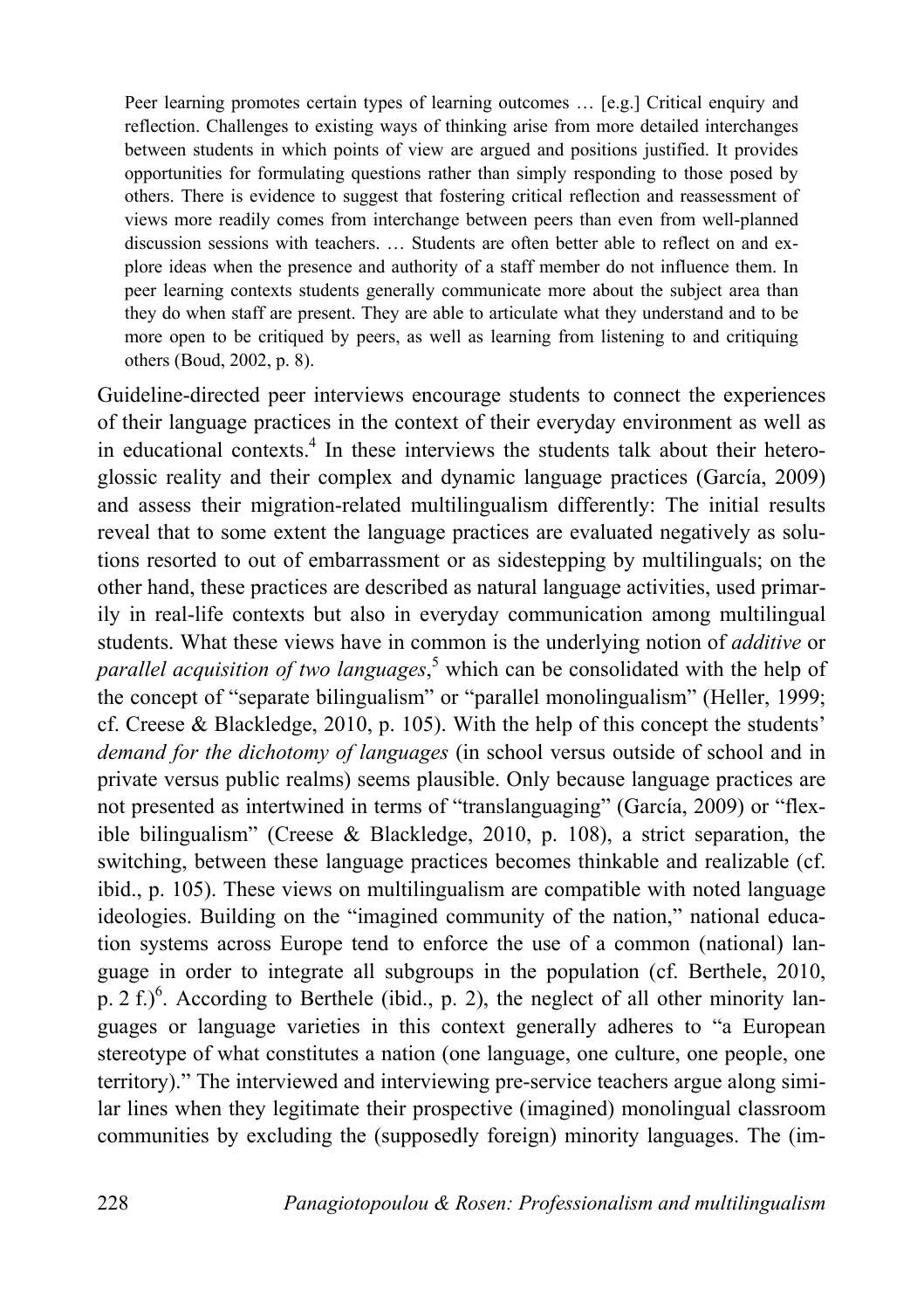> Peer learning promotes certain types of learning outcomes … [e.g.] Critical enquiry and reflection. Challenges to existing ways of thinking arise from more detailed interchanges between students in which points of view are argued and positions justified. It provides opportunities for formulating questions rather than simply responding to those posed by others. There is evidence to suggest that fostering critical reflection and reassessment of views more readily comes from interchange between peers than even from well-planned discussion sessions with teachers. … Students are often better able to reflect on and explore ideas when the presence and authority of a staff member do not influence them. In peer learning contexts students generally communicate more about the subject area than they do when staff are present. They are able to articulate what they understand and to be more open to be critiqued by peers, as well as learning from listening to and critiquing others (Boud, 2002, p. 8).

Guideline-directed peer interviews encourage students to connect the experiences of their language practices in the context of their everyday environment as well as in educational contexts.[4] In these interviews the students talk about their heteroglossic reality and their complex and dynamic language practices (García, 2009) and assess their migration-related multilingualism differently: The initial results reveal that to some extent the language practices are evaluated negatively as solutions resorted to out of embarrassment or as sidestepping by multilinguals; on the other hand, these practices are described as natural language activities, used primarily in real-life contexts but also in everyday communication among multilingual students. What these views have in common is the underlying notion of *additive* or *parallel acquisition of two languages*,[5] which can be consolidated with the help of the concept of "separate bilingualism" or "parallel monolingualism" (Heller, 1999; cf. Creese & Blackledge, 2010, p. 105). With the help of this concept the students' *demand for the dichotomy of languages* (in school versus outside of school and in private versus public realms) seems plausible. Only because language practices are not presented as intertwined in terms of "translanguaging" (García, 2009) or "flexible bilingualism" (Creese & Blackledge, 2010, p. 108), a strict separation, the switching, between these language practices becomes thinkable and realizable (cf. ibid., p. 105). These views on multilingualism are compatible with noted language ideologies. Building on the "imagined community of the nation," national education systems across Europe tend to enforce the use of a common (national) language in order to integrate all subgroups in the population (cf. Berthele, 2010, p. 2 f.)[6]. According to Berthele (ibid., p. 2), the neglect of all other minority languages or language varieties in this context generally adheres to "a European stereotype of what constitutes a nation (one language, one culture, one people, one territory)." The interviewed and interviewing pre-service teachers argue along similar lines when they legitimate their prospective (imagined) monolingual classroom communities by excluding the (supposedly foreign) minority languages. The (im-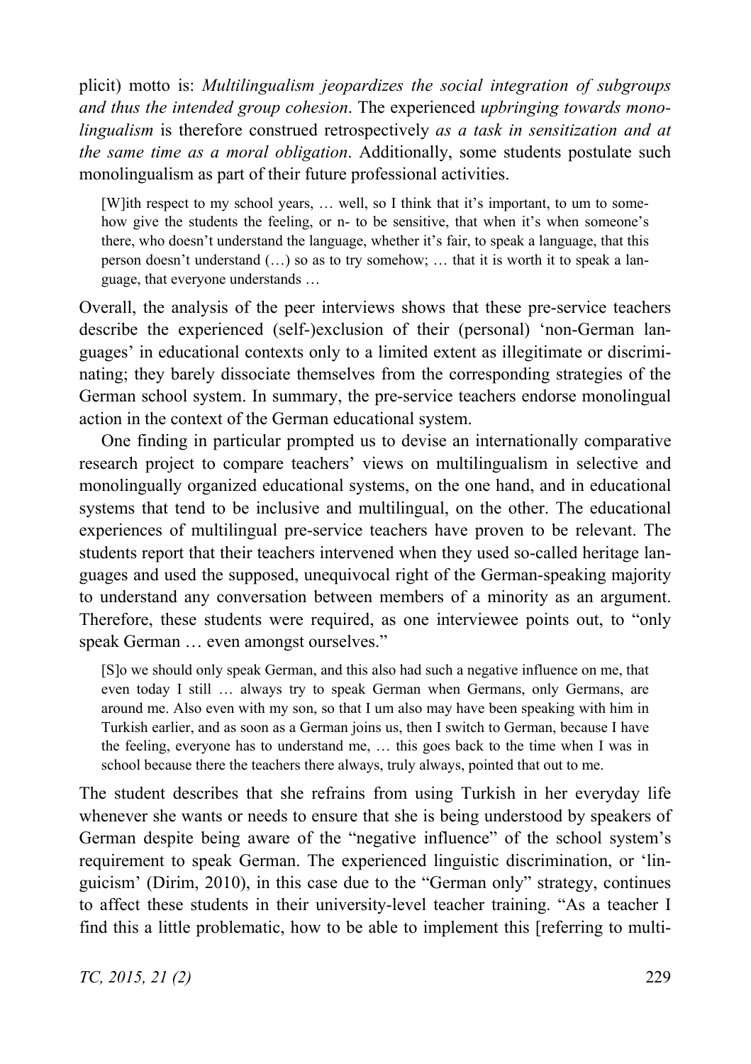plicit) motto is: *Multilingualism jeopardizes the social integration of subgroups and thus the intended group cohesion*. The experienced *upbringing towards monolingualism* is therefore construed retrospectively *as a task in sensitization and at the same time as a moral obligation*. Additionally, some students postulate such monolingualism as part of their future professional activities.

> [W]ith respect to my school years, … well, so I think that it's important, to um to somehow give the students the feeling, or n- to be sensitive, that when it's when someone's there, who doesn't understand the language, whether it's fair, to speak a language, that this person doesn't understand (…) so as to try somehow; … that it is worth it to speak a language, that everyone understands …

Overall, the analysis of the peer interviews shows that these pre-service teachers describe the experienced (self-)exclusion of their (personal) 'non-German languages' in educational contexts only to a limited extent as illegitimate or discriminating; they barely dissociate themselves from the corresponding strategies of the German school system. In summary, the pre-service teachers endorse monolingual action in the context of the German educational system.

One finding in particular prompted us to devise an internationally comparative research project to compare teachers' views on multilingualism in selective and monolingually organized educational systems, on the one hand, and in educational systems that tend to be inclusive and multilingual, on the other. The educational experiences of multilingual pre-service teachers have proven to be relevant. The students report that their teachers intervened when they used so-called heritage languages and used the supposed, unequivocal right of the German-speaking majority to understand any conversation between members of a minority as an argument. Therefore, these students were required, as one interviewee points out, to "only speak German … even amongst ourselves."

> [S]o we should only speak German, and this also had such a negative influence on me, that even today I still … always try to speak German when Germans, only Germans, are around me. Also even with my son, so that I um also may have been speaking with him in Turkish earlier, and as soon as a German joins us, then I switch to German, because I have the feeling, everyone has to understand me, … this goes back to the time when I was in school because there the teachers there always, truly always, pointed that out to me.

The student describes that she refrains from using Turkish in her everyday life whenever she wants or needs to ensure that she is being understood by speakers of German despite being aware of the "negative influence" of the school system's requirement to speak German. The experienced linguistic discrimination, or 'linguicism' (Dirim, 2010), in this case due to the "German only" strategy, continues to affect these students in their university-level teacher training. "As a teacher I find this a little problematic, how to be able to implement this [referring to multi-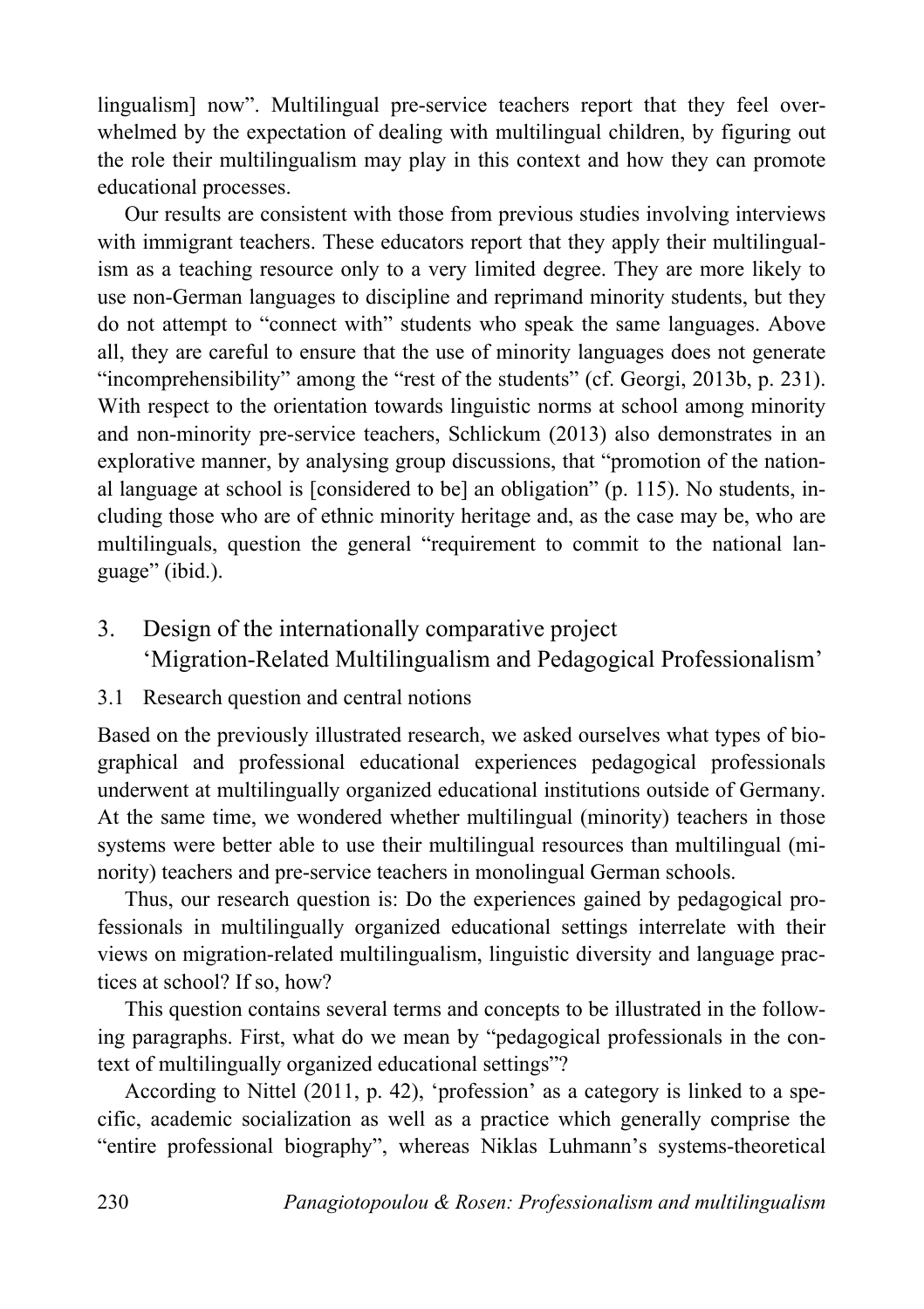lingualism] now". Multilingual pre-service teachers report that they feel overwhelmed by the expectation of dealing with multilingual children, by figuring out the role their multilingualism may play in this context and how they can promote educational processes.

Our results are consistent with those from previous studies involving interviews with immigrant teachers. These educators report that they apply their multilingualism as a teaching resource only to a very limited degree. They are more likely to use non-German languages to discipline and reprimand minority students, but they do not attempt to "connect with" students who speak the same languages. Above all, they are careful to ensure that the use of minority languages does not generate "incomprehensibility" among the "rest of the students" (cf. Georgi, 2013b, p. 231). With respect to the orientation towards linguistic norms at school among minority and non-minority pre-service teachers, Schlickum (2013) also demonstrates in an explorative manner, by analysing group discussions, that "promotion of the national language at school is [considered to be] an obligation" (p. 115). No students, including those who are of ethnic minority heritage and, as the case may be, who are multilinguals, question the general "requirement to commit to the national language" (ibid.).

## 3. Design of the internationally comparative project 'Migration-Related Multilingualism and Pedagogical Professionalism'

### 3.1 Research question and central notions

Based on the previously illustrated research, we asked ourselves what types of biographical and professional educational experiences pedagogical professionals underwent at multilingually organized educational institutions outside of Germany. At the same time, we wondered whether multilingual (minority) teachers in those systems were better able to use their multilingual resources than multilingual (minority) teachers and pre-service teachers in monolingual German schools.

Thus, our research question is: Do the experiences gained by pedagogical professionals in multilingually organized educational settings interrelate with their views on migration-related multilingualism, linguistic diversity and language practices at school? If so, how?

This question contains several terms and concepts to be illustrated in the following paragraphs. First, what do we mean by "pedagogical professionals in the context of multilingually organized educational settings"?

According to Nittel (2011, p. 42), 'profession' as a category is linked to a specific, academic socialization as well as a practice which generally comprise the "entire professional biography", whereas Niklas Luhmann's systems-theoretical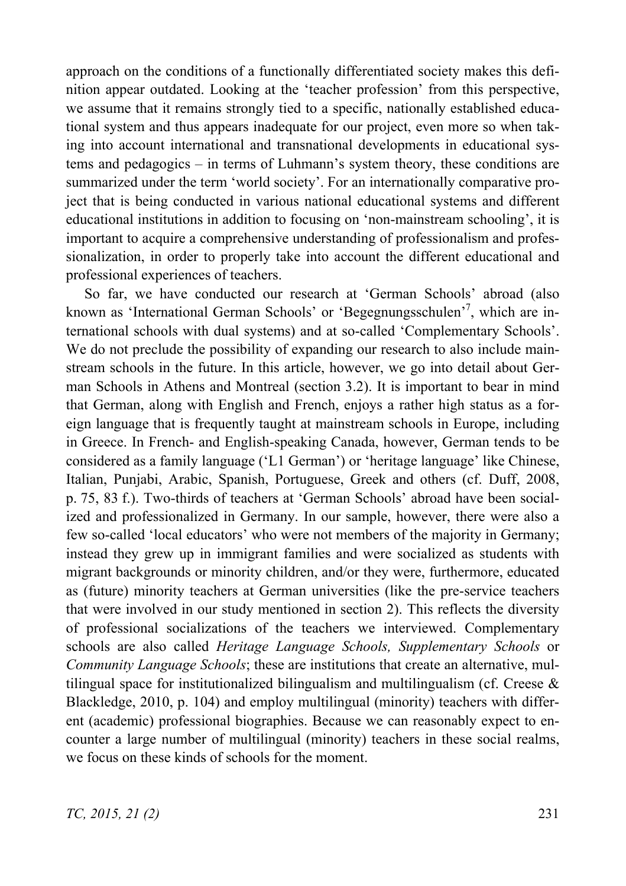approach on the conditions of a functionally differentiated society makes this definition appear outdated. Looking at the 'teacher profession' from this perspective, we assume that it remains strongly tied to a specific, nationally established educational system and thus appears inadequate for our project, even more so when taking into account international and transnational developments in educational systems and pedagogics – in terms of Luhmann's system theory, these conditions are summarized under the term 'world society'. For an internationally comparative project that is being conducted in various national educational systems and different educational institutions in addition to focusing on 'non-mainstream schooling', it is important to acquire a comprehensive understanding of professionalism and professionalization, in order to properly take into account the different educational and professional experiences of teachers.

So far, we have conducted our research at 'German Schools' abroad (also known as 'International German Schools' or 'Begegnungsschulen'[7], which are international schools with dual systems) and at so-called 'Complementary Schools'. We do not preclude the possibility of expanding our research to also include mainstream schools in the future. In this article, however, we go into detail about German Schools in Athens and Montreal (section 3.2). It is important to bear in mind that German, along with English and French, enjoys a rather high status as a foreign language that is frequently taught at mainstream schools in Europe, including in Greece. In French- and English-speaking Canada, however, German tends to be considered as a family language ('L1 German') or 'heritage language' like Chinese, Italian, Punjabi, Arabic, Spanish, Portuguese, Greek and others (cf. Duff, 2008, p. 75, 83 f.). Two-thirds of teachers at 'German Schools' abroad have been socialized and professionalized in Germany. In our sample, however, there were also a few so-called 'local educators' who were not members of the majority in Germany; instead they grew up in immigrant families and were socialized as students with migrant backgrounds or minority children, and/or they were, furthermore, educated as (future) minority teachers at German universities (like the pre-service teachers that were involved in our study mentioned in section 2). This reflects the diversity of professional socializations of the teachers we interviewed. Complementary schools are also called *Heritage Language Schools, Supplementary Schools* or *Community Language Schools*; these are institutions that create an alternative, multilingual space for institutionalized bilingualism and multilingualism (cf. Creese & Blackledge, 2010, p. 104) and employ multilingual (minority) teachers with different (academic) professional biographies. Because we can reasonably expect to encounter a large number of multilingual (minority) teachers in these social realms, we focus on these kinds of schools for the moment.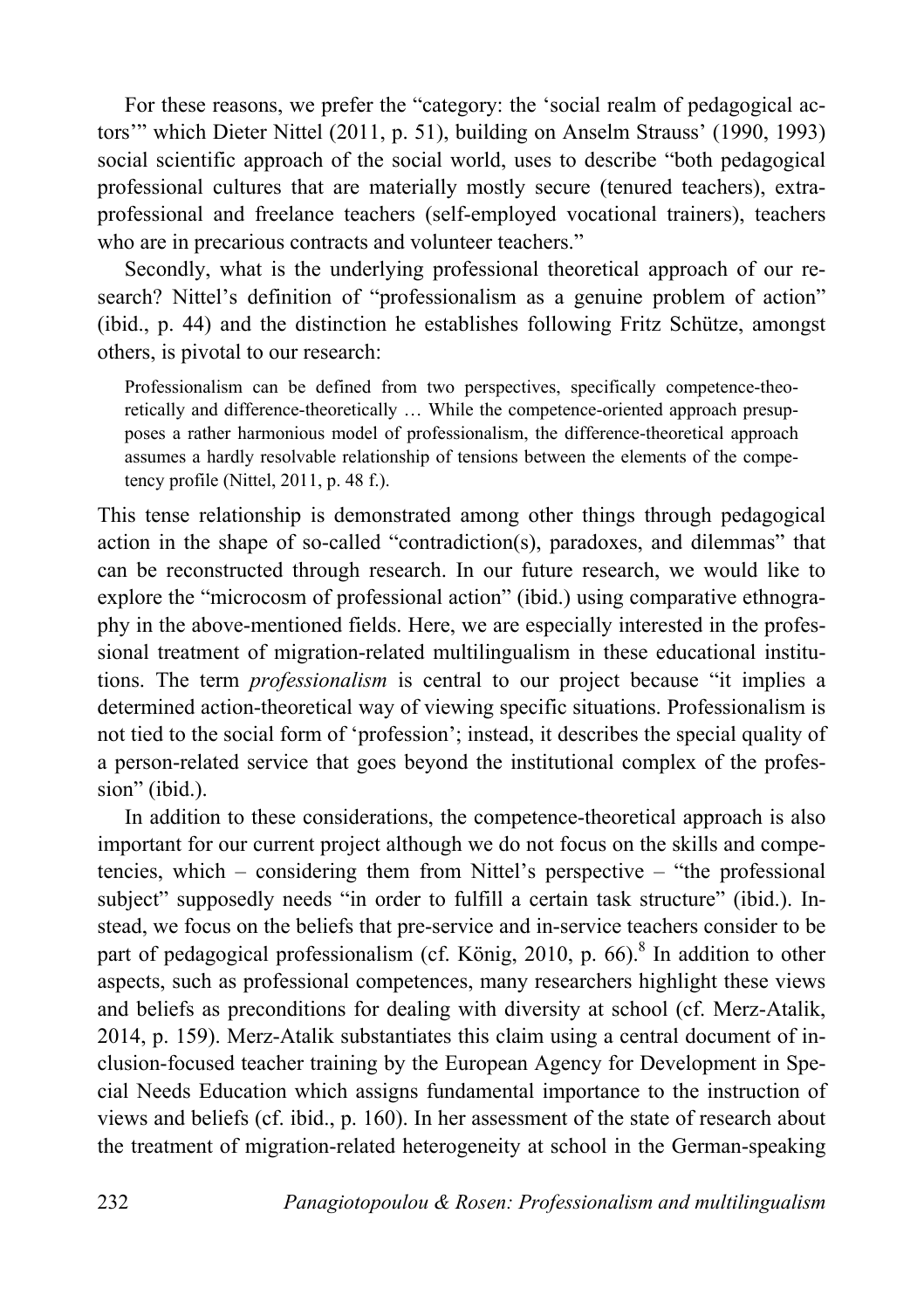For these reasons, we prefer the "category: the 'social realm of pedagogical actors'" which Dieter Nittel (2011, p. 51), building on Anselm Strauss' (1990, 1993) social scientific approach of the social world, uses to describe "both pedagogical professional cultures that are materially mostly secure (tenured teachers), extra-professional and freelance teachers (self-employed vocational trainers), teachers who are in precarious contracts and volunteer teachers."

Secondly, what is the underlying professional theoretical approach of our research? Nittel's definition of "professionalism as a genuine problem of action" (ibid., p. 44) and the distinction he establishes following Fritz Schütze, amongst others, is pivotal to our research:

> Professionalism can be defined from two perspectives, specifically competence-theoretically and difference-theoretically … While the competence-oriented approach presupposes a rather harmonious model of professionalism, the difference-theoretical approach assumes a hardly resolvable relationship of tensions between the elements of the competency profile (Nittel, 2011, p. 48 f.).

This tense relationship is demonstrated among other things through pedagogical action in the shape of so-called "contradiction(s), paradoxes, and dilemmas" that can be reconstructed through research. In our future research, we would like to explore the "microcosm of professional action" (ibid.) using comparative ethnography in the above-mentioned fields. Here, we are especially interested in the professional treatment of migration-related multilingualism in these educational institutions. The term *professionalism* is central to our project because "it implies a determined action-theoretical way of viewing specific situations. Professionalism is not tied to the social form of 'profession'; instead, it describes the special quality of a person-related service that goes beyond the institutional complex of the profession" (ibid.).

In addition to these considerations, the competence-theoretical approach is also important for our current project although we do not focus on the skills and competencies, which – considering them from Nittel's perspective – "the professional subject" supposedly needs "in order to fulfill a certain task structure" (ibid.). Instead, we focus on the beliefs that pre-service and in-service teachers consider to be part of pedagogical professionalism (cf. König, 2010, p. 66).[8] In addition to other aspects, such as professional competences, many researchers highlight these views and beliefs as preconditions for dealing with diversity at school (cf. Merz-Atalik, 2014, p. 159). Merz-Atalik substantiates this claim using a central document of inclusion-focused teacher training by the European Agency for Development in Special Needs Education which assigns fundamental importance to the instruction of views and beliefs (cf. ibid., p. 160). In her assessment of the state of research about the treatment of migration-related heterogeneity at school in the German-speaking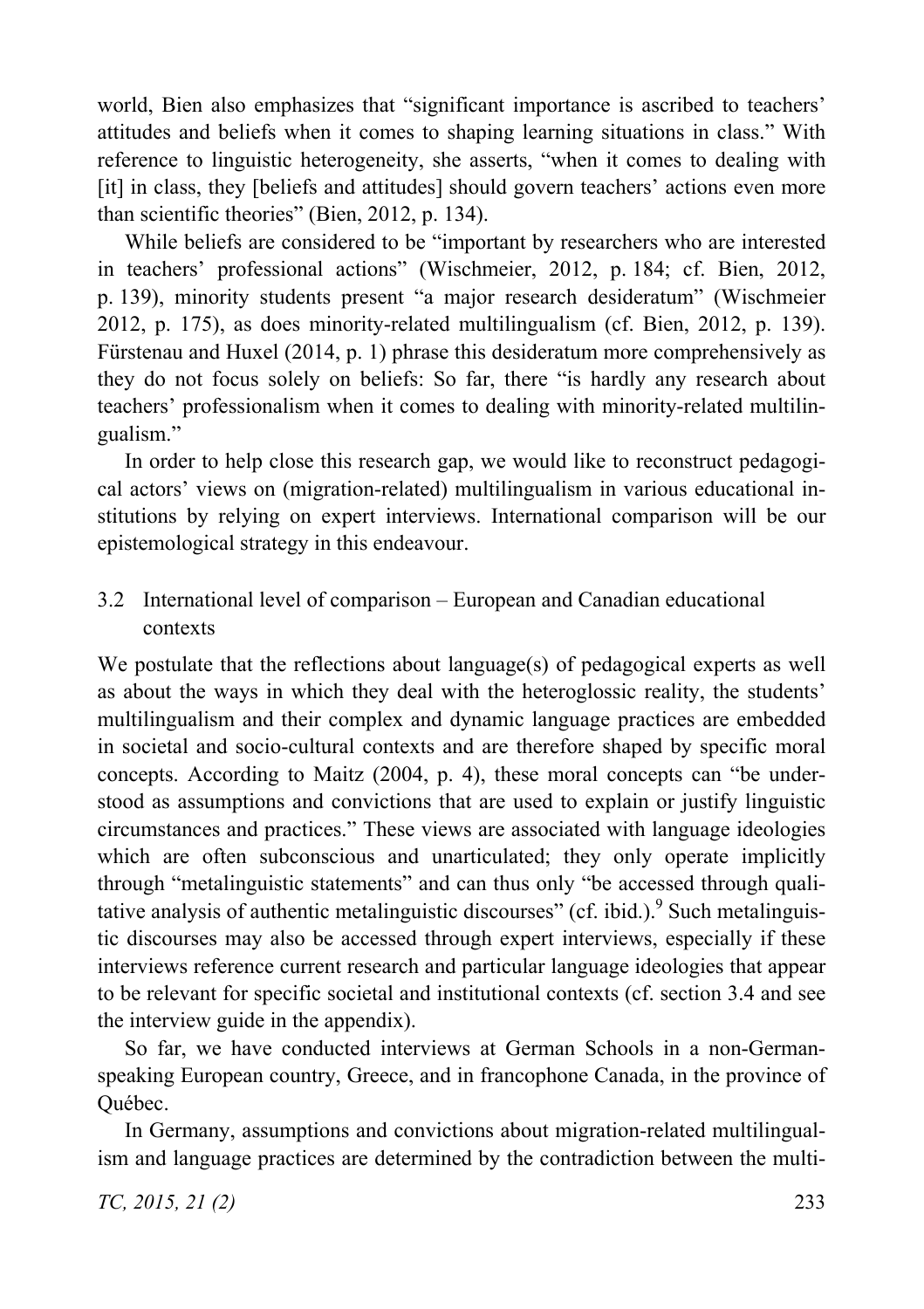world, Bien also emphasizes that "significant importance is ascribed to teachers' attitudes and beliefs when it comes to shaping learning situations in class." With reference to linguistic heterogeneity, she asserts, "when it comes to dealing with [it] in class, they [beliefs and attitudes] should govern teachers' actions even more than scientific theories" (Bien, 2012, p. 134).

While beliefs are considered to be "important by researchers who are interested in teachers' professional actions" (Wischmeier, 2012, p. 184; cf. Bien, 2012, p. 139), minority students present "a major research desideratum" (Wischmeier 2012, p. 175), as does minority-related multilingualism (cf. Bien, 2012, p. 139). Fürstenau and Huxel (2014, p. 1) phrase this desideratum more comprehensively as they do not focus solely on beliefs: So far, there "is hardly any research about teachers' professionalism when it comes to dealing with minority-related multilingualism."

In order to help close this research gap, we would like to reconstruct pedagogical actors' views on (migration-related) multilingualism in various educational institutions by relying on expert interviews. International comparison will be our epistemological strategy in this endeavour.

## 3.2 International level of comparison – European and Canadian educational contexts

We postulate that the reflections about language(s) of pedagogical experts as well as about the ways in which they deal with the heteroglossic reality, the students' multilingualism and their complex and dynamic language practices are embedded in societal and socio-cultural contexts and are therefore shaped by specific moral concepts. According to Maitz (2004, p. 4), these moral concepts can "be understood as assumptions and convictions that are used to explain or justify linguistic circumstances and practices." These views are associated with language ideologies which are often subconscious and unarticulated; they only operate implicitly through "metalinguistic statements" and can thus only "be accessed through qualitative analysis of authentic metalinguistic discourses" (cf. ibid.).[9] Such metalinguistic discourses may also be accessed through expert interviews, especially if these interviews reference current research and particular language ideologies that appear to be relevant for specific societal and institutional contexts (cf. section 3.4 and see the interview guide in the appendix).

So far, we have conducted interviews at German Schools in a non-German-speaking European country, Greece, and in francophone Canada, in the province of Québec.

In Germany, assumptions and convictions about migration-related multilingualism and language practices are determined by the contradiction between the multi-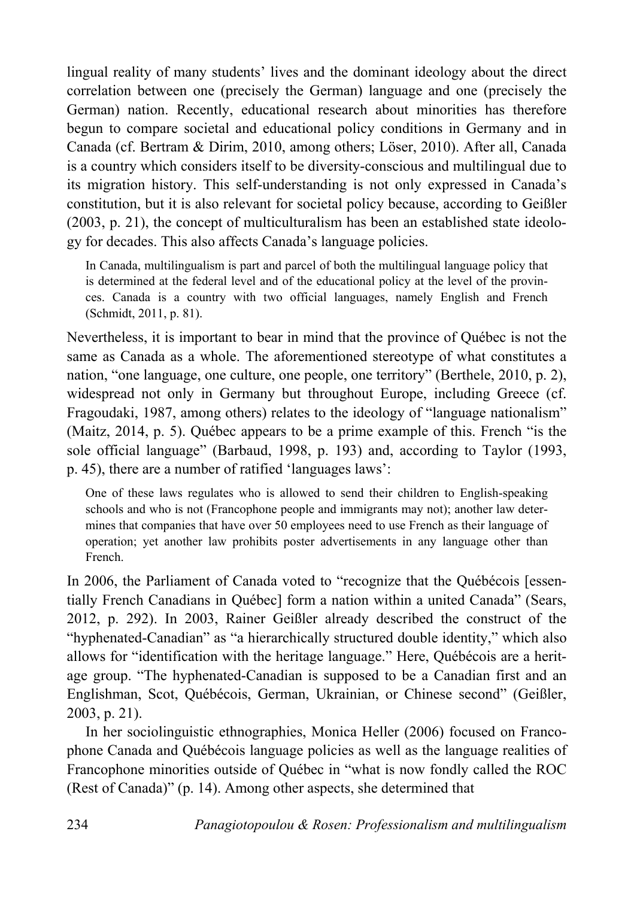lingual reality of many students' lives and the dominant ideology about the direct correlation between one (precisely the German) language and one (precisely the German) nation. Recently, educational research about minorities has therefore begun to compare societal and educational policy conditions in Germany and in Canada (cf. Bertram & Dirim, 2010, among others; Löser, 2010). After all, Canada is a country which considers itself to be diversity-conscious and multilingual due to its migration history. This self-understanding is not only expressed in Canada's constitution, but it is also relevant for societal policy because, according to Geißler (2003, p. 21), the concept of multiculturalism has been an established state ideology for decades. This also affects Canada's language policies.

> In Canada, multilingualism is part and parcel of both the multilingual language policy that is determined at the federal level and of the educational policy at the level of the provinces. Canada is a country with two official languages, namely English and French (Schmidt, 2011, p. 81).

Nevertheless, it is important to bear in mind that the province of Québec is not the same as Canada as a whole. The aforementioned stereotype of what constitutes a nation, "one language, one culture, one people, one territory" (Berthele, 2010, p. 2), widespread not only in Germany but throughout Europe, including Greece (cf. Fragoudaki, 1987, among others) relates to the ideology of "language nationalism" (Maitz, 2014, p. 5). Québec appears to be a prime example of this. French "is the sole official language" (Barbaud, 1998, p. 193) and, according to Taylor (1993, p. 45), there are a number of ratified 'languages laws':

> One of these laws regulates who is allowed to send their children to English-speaking schools and who is not (Francophone people and immigrants may not); another law determines that companies that have over 50 employees need to use French as their language of operation; yet another law prohibits poster advertisements in any language other than French.

In 2006, the Parliament of Canada voted to "recognize that the Québécois [essentially French Canadians in Québec] form a nation within a united Canada" (Sears, 2012, p. 292). In 2003, Rainer Geißler already described the construct of the "hyphenated-Canadian" as "a hierarchically structured double identity," which also allows for "identification with the heritage language." Here, Québécois are a heritage group. "The hyphenated-Canadian is supposed to be a Canadian first and an Englishman, Scot, Québécois, German, Ukrainian, or Chinese second" (Geißler, 2003, p. 21).

In her sociolinguistic ethnographies, Monica Heller (2006) focused on Francophone Canada and Québécois language policies as well as the language realities of Francophone minorities outside of Québec in "what is now fondly called the ROC (Rest of Canada)" (p. 14). Among other aspects, she determined that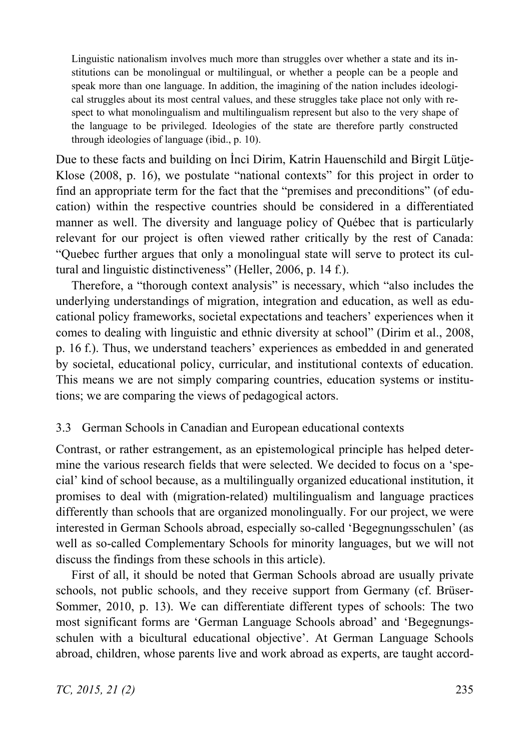> Linguistic nationalism involves much more than struggles over whether a state and its institutions can be monolingual or multilingual, or whether a people can be a people and speak more than one language. In addition, the imagining of the nation includes ideological struggles about its most central values, and these struggles take place not only with respect to what monolingualism and multilingualism represent but also to the very shape of the language to be privileged. Ideologies of the state are therefore partly constructed through ideologies of language (ibid., p. 10).

Due to these facts and building on İnci Dirim, Katrin Hauenschild and Birgit Lütje-Klose (2008, p. 16), we postulate "national contexts" for this project in order to find an appropriate term for the fact that the "premises and preconditions" (of education) within the respective countries should be considered in a differentiated manner as well. The diversity and language policy of Québec that is particularly relevant for our project is often viewed rather critically by the rest of Canada: "Quebec further argues that only a monolingual state will serve to protect its cultural and linguistic distinctiveness" (Heller, 2006, p. 14 f.).

Therefore, a "thorough context analysis" is necessary, which "also includes the underlying understandings of migration, integration and education, as well as educational policy frameworks, societal expectations and teachers' experiences when it comes to dealing with linguistic and ethnic diversity at school" (Dirim et al., 2008, p. 16 f.). Thus, we understand teachers' experiences as embedded in and generated by societal, educational policy, curricular, and institutional contexts of education. This means we are not simply comparing countries, education systems or institutions; we are comparing the views of pedagogical actors.

### 3.3 German Schools in Canadian and European educational contexts

Contrast, or rather estrangement, as an epistemological principle has helped determine the various research fields that were selected. We decided to focus on a 'special' kind of school because, as a multilingually organized educational institution, it promises to deal with (migration-related) multilingualism and language practices differently than schools that are organized monolingually. For our project, we were interested in German Schools abroad, especially so-called 'Begegnungsschulen' (as well as so-called Complementary Schools for minority languages, but we will not discuss the findings from these schools in this article).

First of all, it should be noted that German Schools abroad are usually private schools, not public schools, and they receive support from Germany (cf. Brüser-Sommer, 2010, p. 13). We can differentiate different types of schools: The two most significant forms are 'German Language Schools abroad' and 'Begegnungsschulen with a bicultural educational objective'. At German Language Schools abroad, children, whose parents live and work abroad as experts, are taught accord-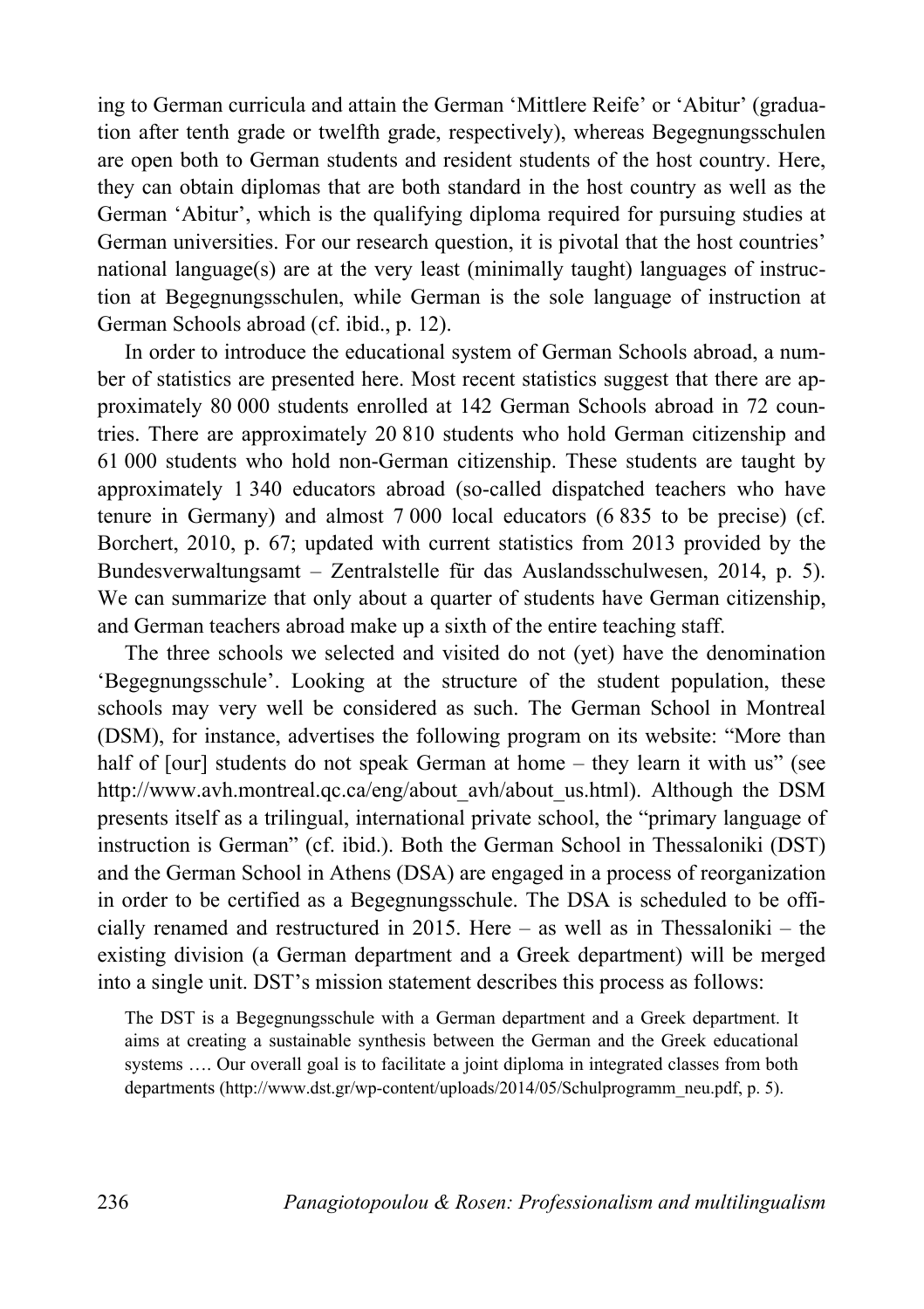ing to German curricula and attain the German 'Mittlere Reife' or 'Abitur' (graduation after tenth grade or twelfth grade, respectively), whereas Begegnungsschulen are open both to German students and resident students of the host country. Here, they can obtain diplomas that are both standard in the host country as well as the German 'Abitur', which is the qualifying diploma required for pursuing studies at German universities. For our research question, it is pivotal that the host countries' national language(s) are at the very least (minimally taught) languages of instruction at Begegnungsschulen, while German is the sole language of instruction at German Schools abroad (cf. ibid., p. 12).

In order to introduce the educational system of German Schools abroad, a number of statistics are presented here. Most recent statistics suggest that there are approximately 80 000 students enrolled at 142 German Schools abroad in 72 countries. There are approximately 20 810 students who hold German citizenship and 61 000 students who hold non-German citizenship. These students are taught by approximately 1 340 educators abroad (so-called dispatched teachers who have tenure in Germany) and almost 7 000 local educators (6 835 to be precise) (cf. Borchert, 2010, p. 67; updated with current statistics from 2013 provided by the Bundesverwaltungsamt – Zentralstelle für das Auslandsschulwesen, 2014, p. 5). We can summarize that only about a quarter of students have German citizenship, and German teachers abroad make up a sixth of the entire teaching staff.

The three schools we selected and visited do not (yet) have the denomination 'Begegnungsschule'. Looking at the structure of the student population, these schools may very well be considered as such. The German School in Montreal (DSM), for instance, advertises the following program on its website: "More than half of [our] students do not speak German at home – they learn it with us" (see http://www.avh.montreal.qc.ca/eng/about_avh/about_us.html). Although the DSM presents itself as a trilingual, international private school, the "primary language of instruction is German" (cf. ibid.). Both the German School in Thessaloniki (DST) and the German School in Athens (DSA) are engaged in a process of reorganization in order to be certified as a Begegnungsschule. The DSA is scheduled to be officially renamed and restructured in 2015. Here – as well as in Thessaloniki – the existing division (a German department and a Greek department) will be merged into a single unit. DST's mission statement describes this process as follows:

> The DST is a Begegnungsschule with a German department and a Greek department. It aims at creating a sustainable synthesis between the German and the Greek educational systems …. Our overall goal is to facilitate a joint diploma in integrated classes from both departments (http://www.dst.gr/wp-content/uploads/2014/05/Schulprogramm_neu.pdf, p. 5).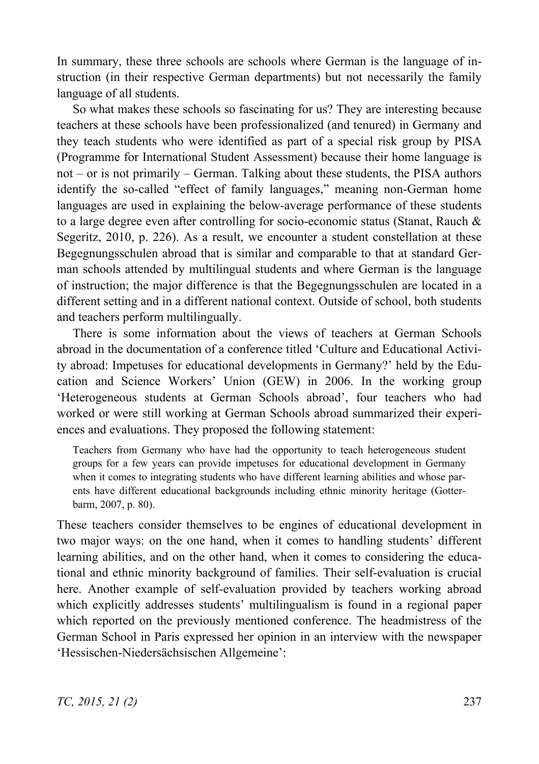In summary, these three schools are schools where German is the language of instruction (in their respective German departments) but not necessarily the family language of all students.

So what makes these schools so fascinating for us? They are interesting because teachers at these schools have been professionalized (and tenured) in Germany and they teach students who were identified as part of a special risk group by PISA (Programme for International Student Assessment) because their home language is not – or is not primarily – German. Talking about these students, the PISA authors identify the so-called "effect of family languages," meaning non-German home languages are used in explaining the below-average performance of these students to a large degree even after controlling for socio-economic status (Stanat, Rauch & Segeritz, 2010, p. 226). As a result, we encounter a student constellation at these Begegnungsschulen abroad that is similar and comparable to that at standard German schools attended by multilingual students and where German is the language of instruction; the major difference is that the Begegnungsschulen are located in a different setting and in a different national context. Outside of school, both students and teachers perform multilingually.

There is some information about the views of teachers at German Schools abroad in the documentation of a conference titled 'Culture and Educational Activity abroad: Impetuses for educational developments in Germany?' held by the Education and Science Workers' Union (GEW) in 2006. In the working group 'Heterogeneous students at German Schools abroad', four teachers who had worked or were still working at German Schools abroad summarized their experiences and evaluations. They proposed the following statement:

> Teachers from Germany who have had the opportunity to teach heterogeneous student groups for a few years can provide impetuses for educational development in Germany when it comes to integrating students who have different learning abilities and whose parents have different educational backgrounds including ethnic minority heritage (Gotterbarm, 2007, p. 80).

These teachers consider themselves to be engines of educational development in two major ways: on the one hand, when it comes to handling students' different learning abilities, and on the other hand, when it comes to considering the educational and ethnic minority background of families. Their self-evaluation is crucial here. Another example of self-evaluation provided by teachers working abroad which explicitly addresses students' multilingualism is found in a regional paper which reported on the previously mentioned conference. The headmistress of the German School in Paris expressed her opinion in an interview with the newspaper 'Hessischen-Niedersächsischen Allgemeine':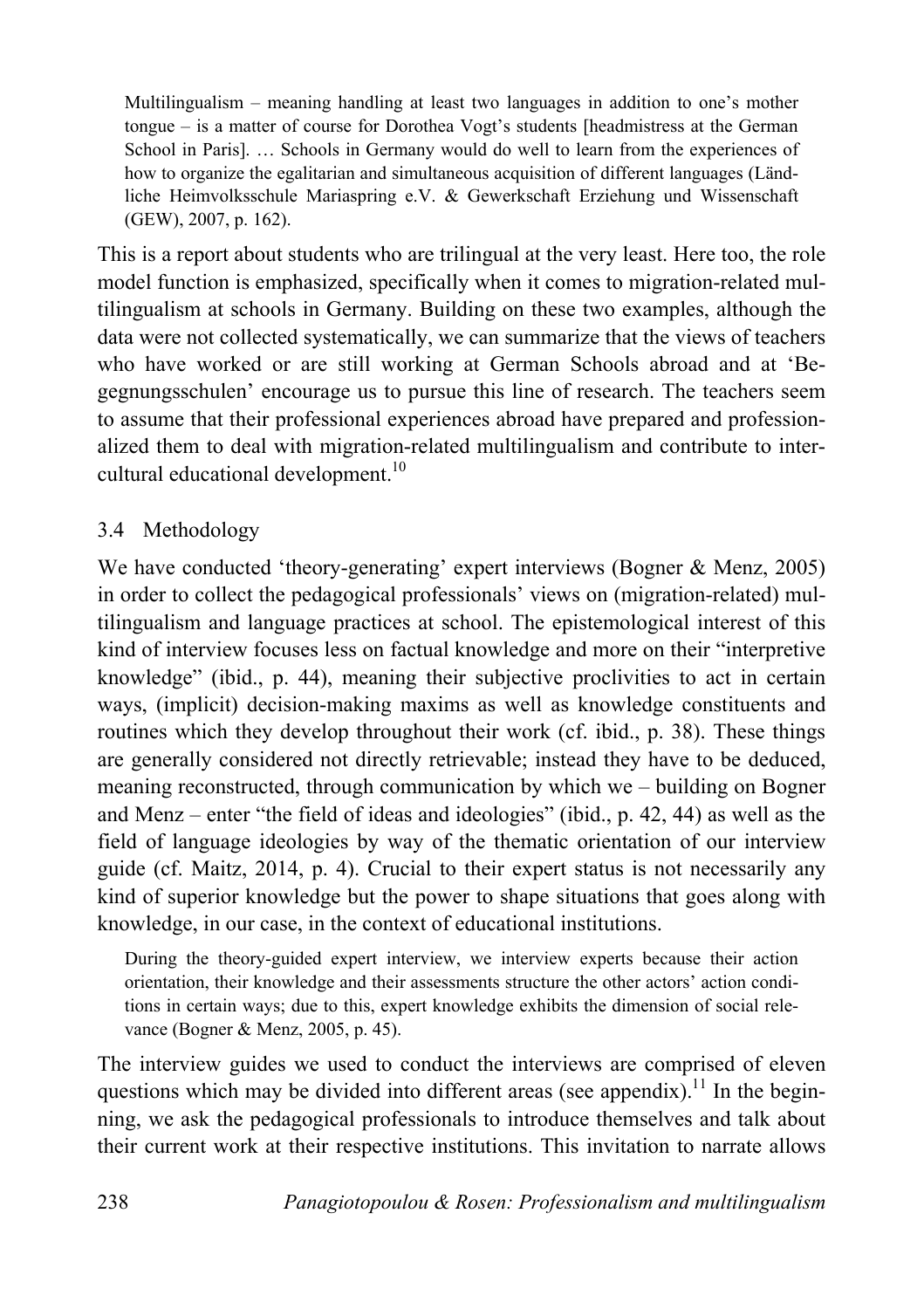> Multilingualism – meaning handling at least two languages in addition to one's mother tongue – is a matter of course for Dorothea Vogt's students [headmistress at the German School in Paris]. … Schools in Germany would do well to learn from the experiences of how to organize the egalitarian and simultaneous acquisition of different languages (Ländliche Heimvolksschule Mariaspring e.V. & Gewerkschaft Erziehung und Wissenschaft (GEW), 2007, p. 162).

This is a report about students who are trilingual at the very least. Here too, the role model function is emphasized, specifically when it comes to migration-related multilingualism at schools in Germany. Building on these two examples, although the data were not collected systematically, we can summarize that the views of teachers who have worked or are still working at German Schools abroad and at 'Begegnungsschulen' encourage us to pursue this line of research. The teachers seem to assume that their professional experiences abroad have prepared and professionalized them to deal with migration-related multilingualism and contribute to intercultural educational development.[10]

### 3.4 Methodology

We have conducted 'theory-generating' expert interviews (Bogner & Menz, 2005) in order to collect the pedagogical professionals' views on (migration-related) multilingualism and language practices at school. The epistemological interest of this kind of interview focuses less on factual knowledge and more on their "interpretive knowledge" (ibid., p. 44), meaning their subjective proclivities to act in certain ways, (implicit) decision-making maxims as well as knowledge constituents and routines which they develop throughout their work (cf. ibid., p. 38). These things are generally considered not directly retrievable; instead they have to be deduced, meaning reconstructed, through communication by which we – building on Bogner and Menz – enter "the field of ideas and ideologies" (ibid., p. 42, 44) as well as the field of language ideologies by way of the thematic orientation of our interview guide (cf. Maitz, 2014, p. 4). Crucial to their expert status is not necessarily any kind of superior knowledge but the power to shape situations that goes along with knowledge, in our case, in the context of educational institutions.

> During the theory-guided expert interview, we interview experts because their action orientation, their knowledge and their assessments structure the other actors' action conditions in certain ways; due to this, expert knowledge exhibits the dimension of social relevance (Bogner & Menz, 2005, p. 45).

The interview guides we used to conduct the interviews are comprised of eleven questions which may be divided into different areas (see appendix).[11] In the beginning, we ask the pedagogical professionals to introduce themselves and talk about their current work at their respective institutions. This invitation to narrate allows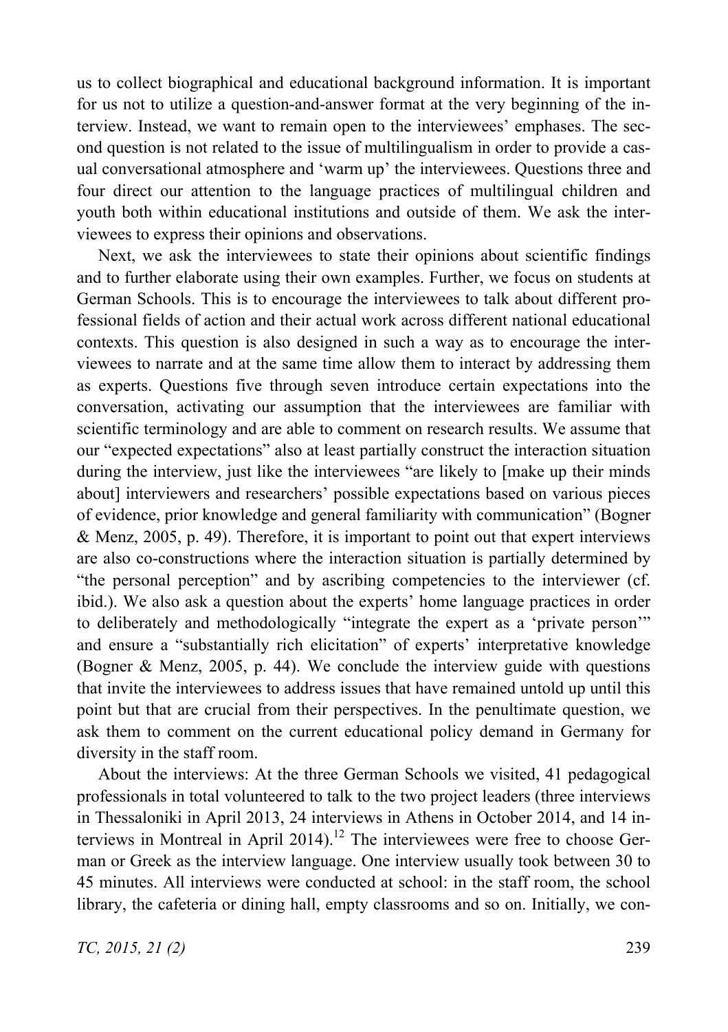us to collect biographical and educational background information. It is important for us not to utilize a question-and-answer format at the very beginning of the interview. Instead, we want to remain open to the interviewees' emphases. The second question is not related to the issue of multilingualism in order to provide a casual conversational atmosphere and 'warm up' the interviewees. Questions three and four direct our attention to the language practices of multilingual children and youth both within educational institutions and outside of them. We ask the interviewees to express their opinions and observations.

Next, we ask the interviewees to state their opinions about scientific findings and to further elaborate using their own examples. Further, we focus on students at German Schools. This is to encourage the interviewees to talk about different professional fields of action and their actual work across different national educational contexts. This question is also designed in such a way as to encourage the interviewees to narrate and at the same time allow them to interact by addressing them as experts. Questions five through seven introduce certain expectations into the conversation, activating our assumption that the interviewees are familiar with scientific terminology and are able to comment on research results. We assume that our "expected expectations" also at least partially construct the interaction situation during the interview, just like the interviewees "are likely to [make up their minds about] interviewers and researchers' possible expectations based on various pieces of evidence, prior knowledge and general familiarity with communication" (Bogner & Menz, 2005, p. 49). Therefore, it is important to point out that expert interviews are also co-constructions where the interaction situation is partially determined by "the personal perception" and by ascribing competencies to the interviewer (cf. ibid.). We also ask a question about the experts' home language practices in order to deliberately and methodologically "integrate the expert as a 'private person'" and ensure a "substantially rich elicitation" of experts' interpretative knowledge (Bogner & Menz, 2005, p. 44). We conclude the interview guide with questions that invite the interviewees to address issues that have remained untold up until this point but that are crucial from their perspectives. In the penultimate question, we ask them to comment on the current educational policy demand in Germany for diversity in the staff room.

About the interviews: At the three German Schools we visited, 41 pedagogical professionals in total volunteered to talk to the two project leaders (three interviews in Thessaloniki in April 2013, 24 interviews in Athens in October 2014, and 14 interviews in Montreal in April 2014).[12] The interviewees were free to choose German or Greek as the interview language. One interview usually took between 30 to 45 minutes. All interviews were conducted at school: in the staff room, the school library, the cafeteria or dining hall, empty classrooms and so on. Initially, we con-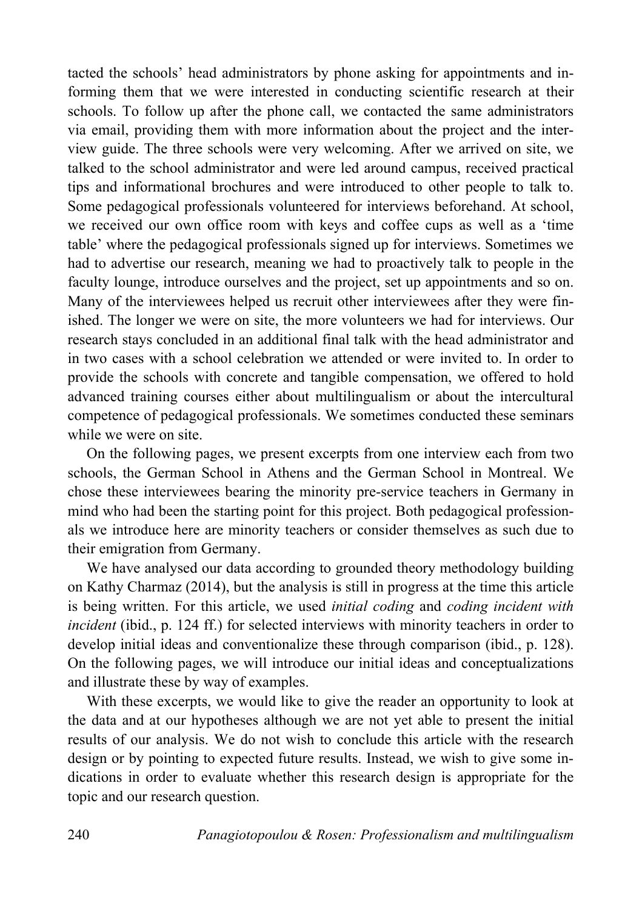tacted the schools' head administrators by phone asking for appointments and informing them that we were interested in conducting scientific research at their schools. To follow up after the phone call, we contacted the same administrators via email, providing them with more information about the project and the interview guide. The three schools were very welcoming. After we arrived on site, we talked to the school administrator and were led around campus, received practical tips and informational brochures and were introduced to other people to talk to. Some pedagogical professionals volunteered for interviews beforehand. At school, we received our own office room with keys and coffee cups as well as a 'time table' where the pedagogical professionals signed up for interviews. Sometimes we had to advertise our research, meaning we had to proactively talk to people in the faculty lounge, introduce ourselves and the project, set up appointments and so on. Many of the interviewees helped us recruit other interviewees after they were finished. The longer we were on site, the more volunteers we had for interviews. Our research stays concluded in an additional final talk with the head administrator and in two cases with a school celebration we attended or were invited to. In order to provide the schools with concrete and tangible compensation, we offered to hold advanced training courses either about multilingualism or about the intercultural competence of pedagogical professionals. We sometimes conducted these seminars while we were on site.

On the following pages, we present excerpts from one interview each from two schools, the German School in Athens and the German School in Montreal. We chose these interviewees bearing the minority pre-service teachers in Germany in mind who had been the starting point for this project. Both pedagogical professionals we introduce here are minority teachers or consider themselves as such due to their emigration from Germany.

We have analysed our data according to grounded theory methodology building on Kathy Charmaz (2014), but the analysis is still in progress at the time this article is being written. For this article, we used *initial coding* and *coding incident with incident* (ibid., p. 124 ff.) for selected interviews with minority teachers in order to develop initial ideas and conventionalize these through comparison (ibid., p. 128). On the following pages, we will introduce our initial ideas and conceptualizations and illustrate these by way of examples.

With these excerpts, we would like to give the reader an opportunity to look at the data and at our hypotheses although we are not yet able to present the initial results of our analysis. We do not wish to conclude this article with the research design or by pointing to expected future results. Instead, we wish to give some indications in order to evaluate whether this research design is appropriate for the topic and our research question.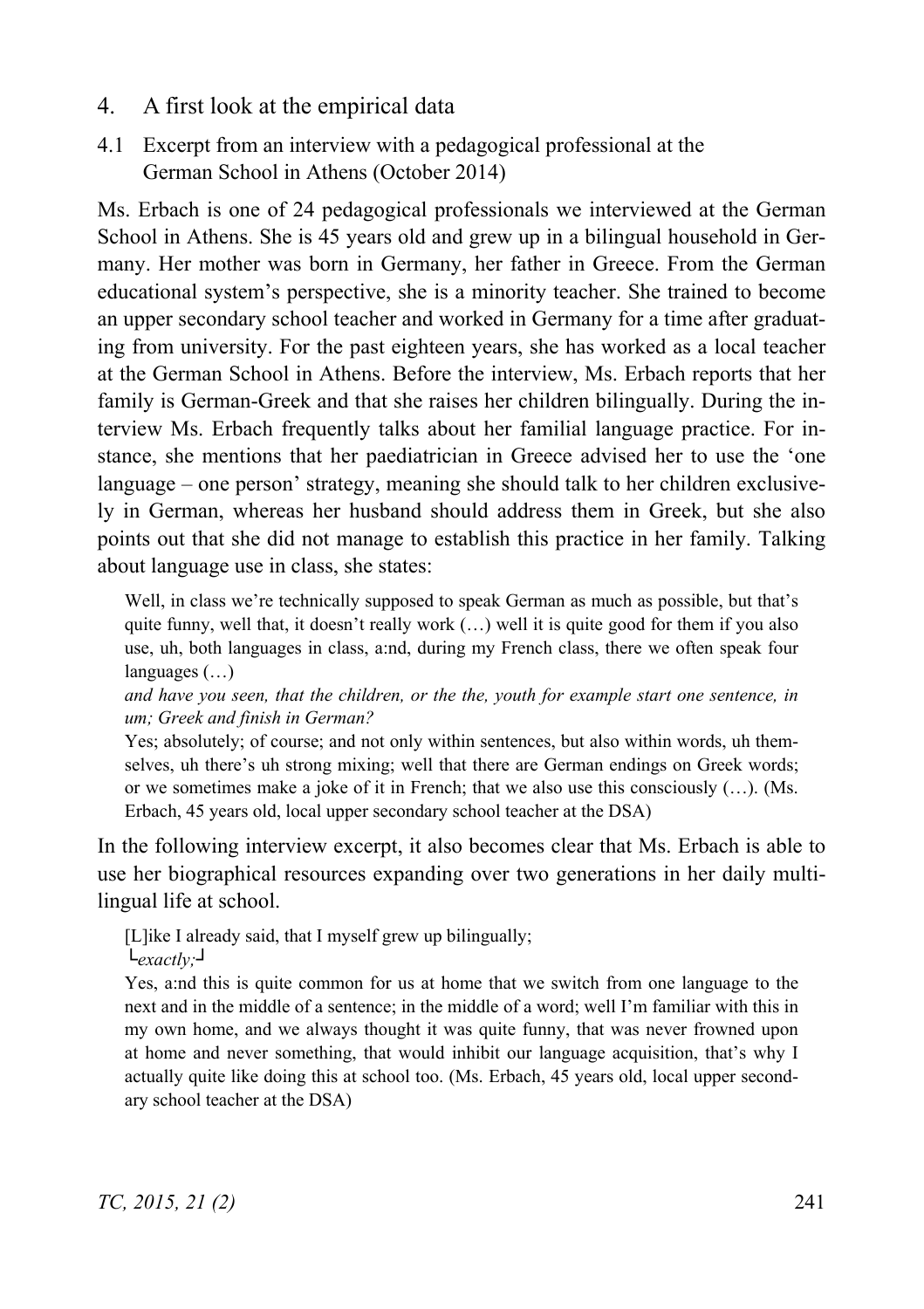## 4. A first look at the empirical data

### 4.1 Excerpt from an interview with a pedagogical professional at the German School in Athens (October 2014)

Ms. Erbach is one of 24 pedagogical professionals we interviewed at the German School in Athens. She is 45 years old and grew up in a bilingual household in Germany. Her mother was born in Germany, her father in Greece. From the German educational system's perspective, she is a minority teacher. She trained to become an upper secondary school teacher and worked in Germany for a time after graduating from university. For the past eighteen years, she has worked as a local teacher at the German School in Athens. Before the interview, Ms. Erbach reports that her family is German-Greek and that she raises her children bilingually. During the interview Ms. Erbach frequently talks about her familial language practice. For instance, she mentions that her paediatrician in Greece advised her to use the 'one language – one person' strategy, meaning she should talk to her children exclusively in German, whereas her husband should address them in Greek, but she also points out that she did not manage to establish this practice in her family. Talking about language use in class, she states:

> Well, in class we're technically supposed to speak German as much as possible, but that's quite funny, well that, it doesn't really work (…) well it is quite good for them if you also use, uh, both languages in class, a:nd, during my French class, there we often speak four languages (…)
>
> *and have you seen, that the children, or the the, youth for example start one sentence, in um; Greek and finish in German?*
>
> Yes; absolutely; of course; and not only within sentences, but also within words, uh themselves, uh there's uh strong mixing; well that there are German endings on Greek words; or we sometimes make a joke of it in French; that we also use this consciously (…). (Ms. Erbach, 45 years old, local upper secondary school teacher at the DSA)

In the following interview excerpt, it also becomes clear that Ms. Erbach is able to use her biographical resources expanding over two generations in her daily multilingual life at school.

> [L]ike I already said, that I myself grew up bilingually;
>
> └*exactly;*┘
>
> Yes, a:nd this is quite common for us at home that we switch from one language to the next and in the middle of a sentence; in the middle of a word; well I'm familiar with this in my own home, and we always thought it was quite funny, that was never frowned upon at home and never something, that would inhibit our language acquisition, that's why I actually quite like doing this at school too. (Ms. Erbach, 45 years old, local upper secondary school teacher at the DSA)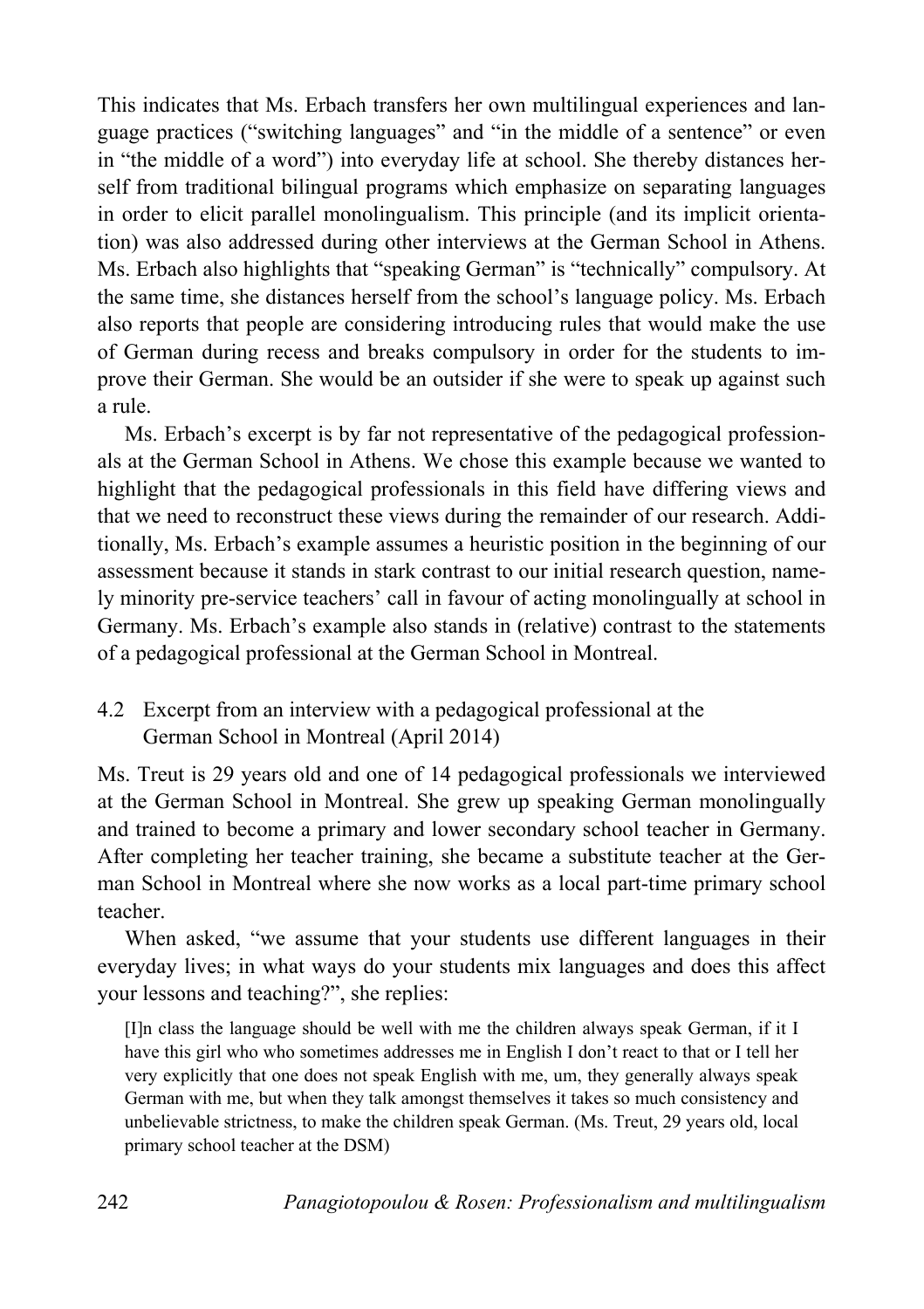This indicates that Ms. Erbach transfers her own multilingual experiences and language practices ("switching languages" and "in the middle of a sentence" or even in "the middle of a word") into everyday life at school. She thereby distances herself from traditional bilingual programs which emphasize on separating languages in order to elicit parallel monolingualism. This principle (and its implicit orientation) was also addressed during other interviews at the German School in Athens. Ms. Erbach also highlights that "speaking German" is "technically" compulsory. At the same time, she distances herself from the school's language policy. Ms. Erbach also reports that people are considering introducing rules that would make the use of German during recess and breaks compulsory in order for the students to improve their German. She would be an outsider if she were to speak up against such a rule.

Ms. Erbach's excerpt is by far not representative of the pedagogical professionals at the German School in Athens. We chose this example because we wanted to highlight that the pedagogical professionals in this field have differing views and that we need to reconstruct these views during the remainder of our research. Additionally, Ms. Erbach's example assumes a heuristic position in the beginning of our assessment because it stands in stark contrast to our initial research question, namely minority pre-service teachers' call in favour of acting monolingually at school in Germany. Ms. Erbach's example also stands in (relative) contrast to the statements of a pedagogical professional at the German School in Montreal.

### 4.2 Excerpt from an interview with a pedagogical professional at the German School in Montreal (April 2014)

Ms. Treut is 29 years old and one of 14 pedagogical professionals we interviewed at the German School in Montreal. She grew up speaking German monolingually and trained to become a primary and lower secondary school teacher in Germany. After completing her teacher training, she became a substitute teacher at the German School in Montreal where she now works as a local part-time primary school teacher.

When asked, "we assume that your students use different languages in their everyday lives; in what ways do your students mix languages and does this affect your lessons and teaching?", she replies:

> [I]n class the language should be well with me the children always speak German, if it I have this girl who who sometimes addresses me in English I don't react to that or I tell her very explicitly that one does not speak English with me, um, they generally always speak German with me, but when they talk amongst themselves it takes so much consistency and unbelievable strictness, to make the children speak German. (Ms. Treut, 29 years old, local primary school teacher at the DSM)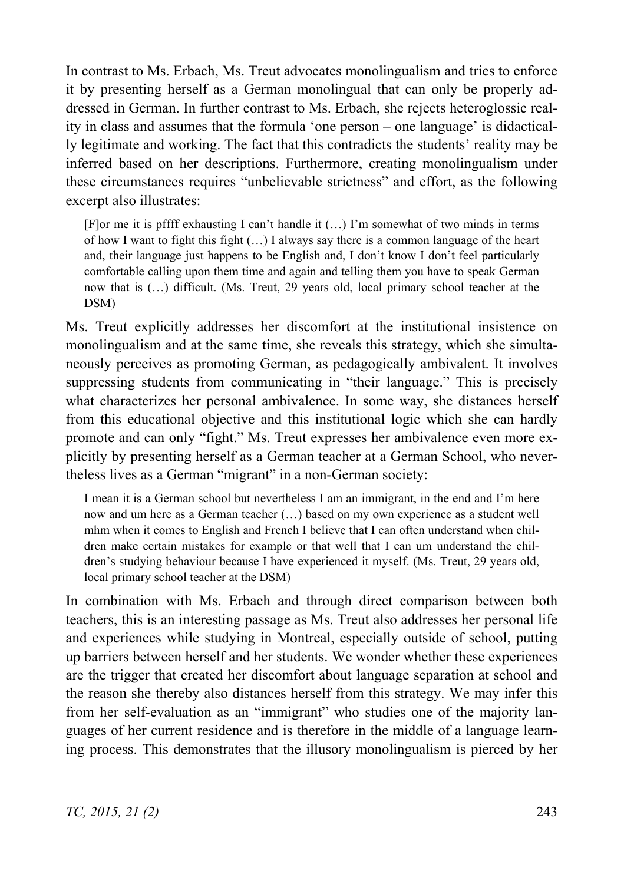In contrast to Ms. Erbach, Ms. Treut advocates monolingualism and tries to enforce it by presenting herself as a German monolingual that can only be properly addressed in German. In further contrast to Ms. Erbach, she rejects heteroglossic reality in class and assumes that the formula 'one person – one language' is didactically legitimate and working. The fact that this contradicts the students' reality may be inferred based on her descriptions. Furthermore, creating monolingualism under these circumstances requires "unbelievable strictness" and effort, as the following excerpt also illustrates:

> [F]or me it is pffff exhausting I can't handle it (…) I'm somewhat of two minds in terms of how I want to fight this fight (…) I always say there is a common language of the heart and, their language just happens to be English and, I don't know I don't feel particularly comfortable calling upon them time and again and telling them you have to speak German now that is (…) difficult. (Ms. Treut, 29 years old, local primary school teacher at the DSM)

Ms. Treut explicitly addresses her discomfort at the institutional insistence on monolingualism and at the same time, she reveals this strategy, which she simultaneously perceives as promoting German, as pedagogically ambivalent. It involves suppressing students from communicating in "their language." This is precisely what characterizes her personal ambivalence. In some way, she distances herself from this educational objective and this institutional logic which she can hardly promote and can only "fight." Ms. Treut expresses her ambivalence even more explicitly by presenting herself as a German teacher at a German School, who nevertheless lives as a German "migrant" in a non-German society:

> I mean it is a German school but nevertheless I am an immigrant, in the end and I'm here now and um here as a German teacher (…) based on my own experience as a student well mhm when it comes to English and French I believe that I can often understand when children make certain mistakes for example or that well that I can um understand the children's studying behaviour because I have experienced it myself. (Ms. Treut, 29 years old, local primary school teacher at the DSM)

In combination with Ms. Erbach and through direct comparison between both teachers, this is an interesting passage as Ms. Treut also addresses her personal life and experiences while studying in Montreal, especially outside of school, putting up barriers between herself and her students. We wonder whether these experiences are the trigger that created her discomfort about language separation at school and the reason she thereby also distances herself from this strategy. We may infer this from her self-evaluation as an "immigrant" who studies one of the majority languages of her current residence and is therefore in the middle of a language learning process. This demonstrates that the illusory monolingualism is pierced by her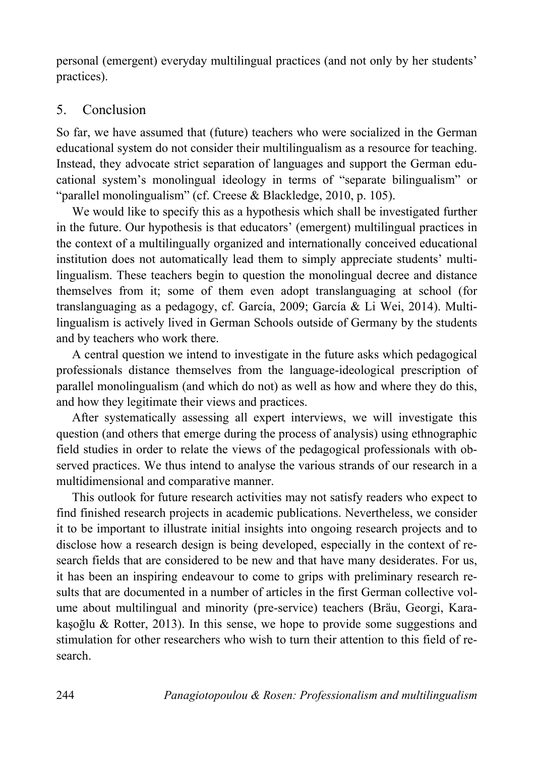personal (emergent) everyday multilingual practices (and not only by her students' practices).

## 5. Conclusion

So far, we have assumed that (future) teachers who were socialized in the German educational system do not consider their multilingualism as a resource for teaching. Instead, they advocate strict separation of languages and support the German educational system's monolingual ideology in terms of "separate bilingualism" or "parallel monolingualism" (cf. Creese & Blackledge, 2010, p. 105).

We would like to specify this as a hypothesis which shall be investigated further in the future. Our hypothesis is that educators' (emergent) multilingual practices in the context of a multilingually organized and internationally conceived educational institution does not automatically lead them to simply appreciate students' multilingualism. These teachers begin to question the monolingual decree and distance themselves from it; some of them even adopt translanguaging at school (for translanguaging as a pedagogy, cf. García, 2009; García & Li Wei, 2014). Multilingualism is actively lived in German Schools outside of Germany by the students and by teachers who work there.

A central question we intend to investigate in the future asks which pedagogical professionals distance themselves from the language-ideological prescription of parallel monolingualism (and which do not) as well as how and where they do this, and how they legitimate their views and practices.

After systematically assessing all expert interviews, we will investigate this question (and others that emerge during the process of analysis) using ethnographic field studies in order to relate the views of the pedagogical professionals with observed practices. We thus intend to analyse the various strands of our research in a multidimensional and comparative manner.

This outlook for future research activities may not satisfy readers who expect to find finished research projects in academic publications. Nevertheless, we consider it to be important to illustrate initial insights into ongoing research projects and to disclose how a research design is being developed, especially in the context of research fields that are considered to be new and that have many desiderates. For us, it has been an inspiring endeavour to come to grips with preliminary research results that are documented in a number of articles in the first German collective volume about multilingual and minority (pre-service) teachers (Bräu, Georgi, Karakaşoğlu & Rotter, 2013). In this sense, we hope to provide some suggestions and stimulation for other researchers who wish to turn their attention to this field of research.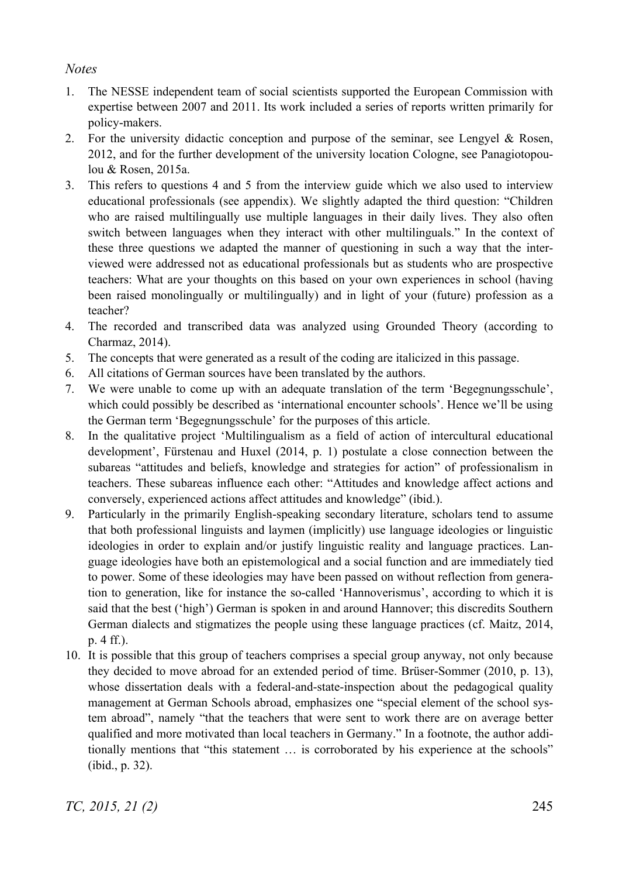*Notes*

1. The NESSE independent team of social scientists supported the European Commission with expertise between 2007 and 2011. Its work included a series of reports written primarily for policy-makers.
2. For the university didactic conception and purpose of the seminar, see Lengyel & Rosen, 2012, and for the further development of the university location Cologne, see Panagiotopoulou & Rosen, 2015a.
3. This refers to questions 4 and 5 from the interview guide which we also used to interview educational professionals (see appendix). We slightly adapted the third question: "Children who are raised multilingually use multiple languages in their daily lives. They also often switch between languages when they interact with other multilinguals." In the context of these three questions we adapted the manner of questioning in such a way that the interviewed were addressed not as educational professionals but as students who are prospective teachers: What are your thoughts on this based on your own experiences in school (having been raised monolingually or multilingually) and in light of your (future) profession as a teacher?
4. The recorded and transcribed data was analyzed using Grounded Theory (according to Charmaz, 2014).
5. The concepts that were generated as a result of the coding are italicized in this passage.
6. All citations of German sources have been translated by the authors.
7. We were unable to come up with an adequate translation of the term 'Begegnungsschule', which could possibly be described as 'international encounter schools'. Hence we'll be using the German term 'Begegnungsschule' for the purposes of this article.
8. In the qualitative project 'Multilingualism as a field of action of intercultural educational development', Fürstenau and Huxel (2014, p. 1) postulate a close connection between the subareas "attitudes and beliefs, knowledge and strategies for action" of professionalism in teachers. These subareas influence each other: "Attitudes and knowledge affect actions and conversely, experienced actions affect attitudes and knowledge" (ibid.).
9. Particularly in the primarily English-speaking secondary literature, scholars tend to assume that both professional linguists and laymen (implicitly) use language ideologies or linguistic ideologies in order to explain and/or justify linguistic reality and language practices. Language ideologies have both an epistemological and a social function and are immediately tied to power. Some of these ideologies may have been passed on without reflection from generation to generation, like for instance the so-called 'Hannoverismus', according to which it is said that the best ('high') German is spoken in and around Hannover; this discredits Southern German dialects and stigmatizes the people using these language practices (cf. Maitz, 2014, p. 4 ff.).
10. It is possible that this group of teachers comprises a special group anyway, not only because they decided to move abroad for an extended period of time. Brüser-Sommer (2010, p. 13), whose dissertation deals with a federal-and-state-inspection about the pedagogical quality management at German Schools abroad, emphasizes one "special element of the school system abroad", namely "that the teachers that were sent to work there are on average better qualified and more motivated than local teachers in Germany." In a footnote, the author additionally mentions that "this statement … is corroborated by his experience at the schools" (ibid., p. 32).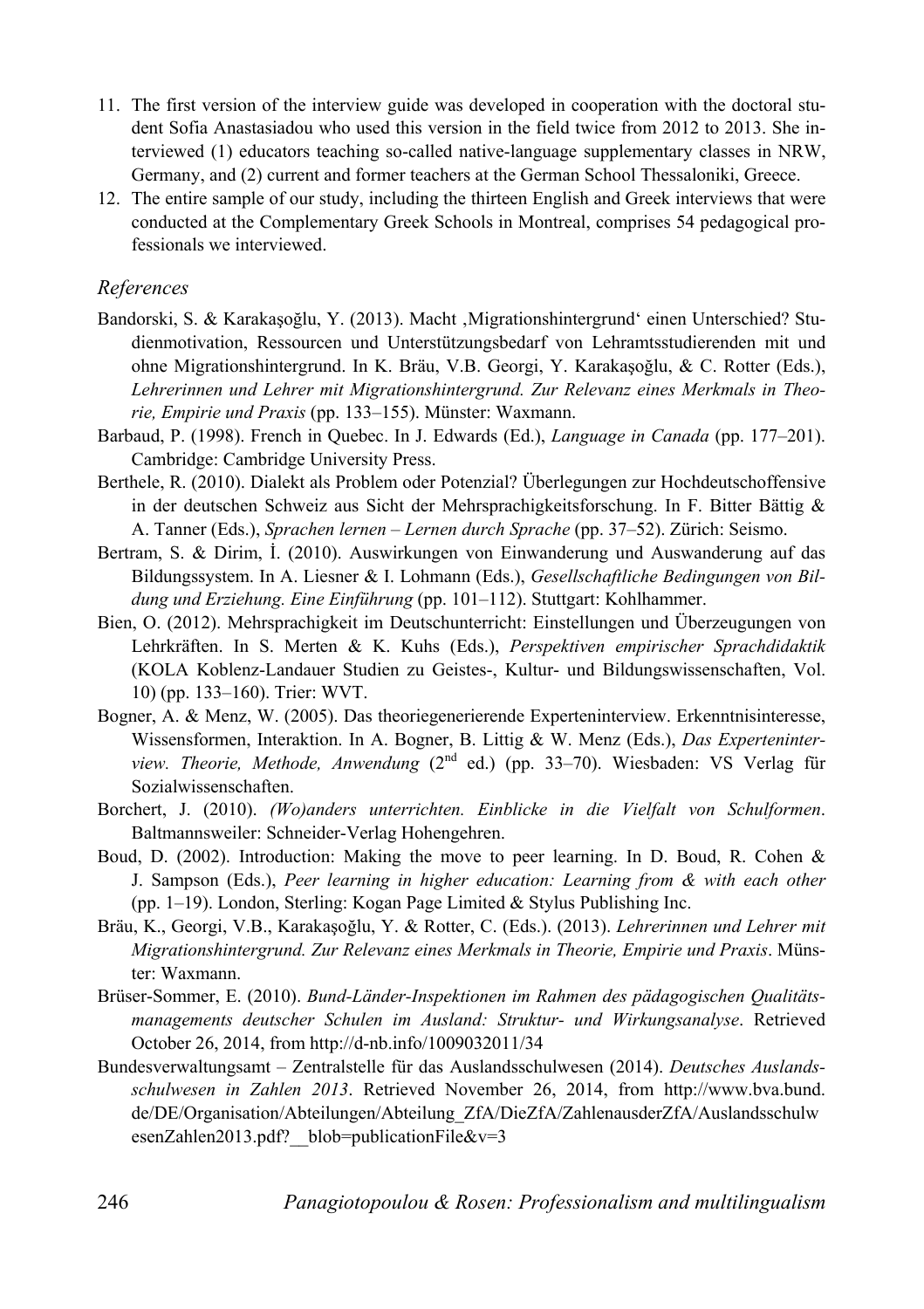11. The first version of the interview guide was developed in cooperation with the doctoral student Sofia Anastasiadou who used this version in the field twice from 2012 to 2013. She interviewed (1) educators teaching so-called native-language supplementary classes in NRW, Germany, and (2) current and former teachers at the German School Thessaloniki, Greece.
12. The entire sample of our study, including the thirteen English and Greek interviews that were conducted at the Complementary Greek Schools in Montreal, comprises 54 pedagogical professionals we interviewed.

### *References*

Bandorski, S. & Karakaşoğlu, Y. (2013). Macht ‚Migrationshintergrund' einen Unterschied? Studienmotivation, Ressourcen und Unterstützungsbedarf von Lehramtsstudierenden mit und ohne Migrationshintergrund. In K. Bräu, V.B. Georgi, Y. Karakaşoğlu, & C. Rotter (Eds.), *Lehrerinnen und Lehrer mit Migrationshintergrund. Zur Relevanz eines Merkmals in Theorie, Empirie und Praxis* (pp. 133–155). Münster: Waxmann.

Barbaud, P. (1998). French in Quebec. In J. Edwards (Ed.), *Language in Canada* (pp. 177–201). Cambridge: Cambridge University Press.

Berthele, R. (2010). Dialekt als Problem oder Potenzial? Überlegungen zur Hochdeutschoffensive in der deutschen Schweiz aus Sicht der Mehrsprachigkeitsforschung. In F. Bitter Bättig & A. Tanner (Eds.), *Sprachen lernen – Lernen durch Sprache* (pp. 37–52). Zürich: Seismo.

Bertram, S. & Dirim, İ. (2010). Auswirkungen von Einwanderung und Auswanderung auf das Bildungssystem. In A. Liesner & I. Lohmann (Eds.), *Gesellschaftliche Bedingungen von Bildung und Erziehung. Eine Einführung* (pp. 101–112). Stuttgart: Kohlhammer.

Bien, O. (2012). Mehrsprachigkeit im Deutschunterricht: Einstellungen und Überzeugungen von Lehrkräften. In S. Merten & K. Kuhs (Eds.), *Perspektiven empirischer Sprachdidaktik* (KOLA Koblenz-Landauer Studien zu Geistes-, Kultur- und Bildungswissenschaften, Vol. 10) (pp. 133–160). Trier: WVT.

Bogner, A. & Menz, W. (2005). Das theoriegenerierende Experteninterview. Erkenntnisinteresse, Wissensformen, Interaktion. In A. Bogner, B. Littig & W. Menz (Eds.), *Das Experteninterview. Theorie, Methode, Anwendung* (2nd ed.) (pp. 33–70). Wiesbaden: VS Verlag für Sozialwissenschaften.

Borchert, J. (2010). *(Wo)anders unterrichten. Einblicke in die Vielfalt von Schulformen*. Baltmannsweiler: Schneider-Verlag Hohengehren.

Boud, D. (2002). Introduction: Making the move to peer learning. In D. Boud, R. Cohen & J. Sampson (Eds.), *Peer learning in higher education: Learning from & with each other* (pp. 1–19). London, Sterling: Kogan Page Limited & Stylus Publishing Inc.

Bräu, K., Georgi, V.B., Karakaşoğlu, Y. & Rotter, C. (Eds.). (2013). *Lehrerinnen und Lehrer mit Migrationshintergrund. Zur Relevanz eines Merkmals in Theorie, Empirie und Praxis*. Münster: Waxmann.

Brüser-Sommer, E. (2010). *Bund-Länder-Inspektionen im Rahmen des pädagogischen Qualitätsmanagements deutscher Schulen im Ausland: Struktur- und Wirkungsanalyse*. Retrieved October 26, 2014, from http://d-nb.info/1009032011/34

Bundesverwaltungsamt – Zentralstelle für das Auslandsschulwesen (2014). *Deutsches Auslandsschulwesen in Zahlen 2013*. Retrieved November 26, 2014, from http://www.bva.bund.de/DE/Organisation/Abteilungen/Abteilung_ZfA/DieZfA/ZahlenausderZfA/AuslandsschulwesenZahlen2013.pdf?__blob=publicationFile&v=3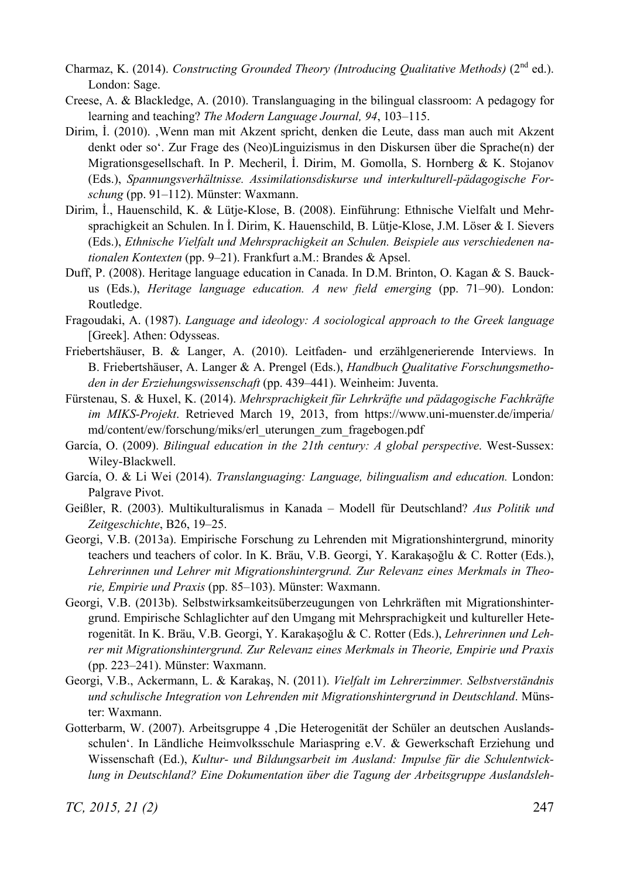Charmaz, K. (2014). *Constructing Grounded Theory (Introducing Qualitative Methods)* (2nd ed.). London: Sage.

Creese, A. & Blackledge, A. (2010). Translanguaging in the bilingual classroom: A pedagogy for learning and teaching? *The Modern Language Journal, 94*, 103–115.

Dirim, İ. (2010). ‚Wenn man mit Akzent spricht, denken die Leute, dass man auch mit Akzent denkt oder so'. Zur Frage des (Neo)Linguizismus in den Diskursen über die Sprache(n) der Migrationsgesellschaft. In P. Mecheril, İ. Dirim, M. Gomolla, S. Hornberg & K. Stojanov (Eds.), *Spannungsverhältnisse. Assimilationsdiskurse und interkulturell-pädagogische Forschung* (pp. 91–112). Münster: Waxmann.

Dirim, İ., Hauenschild, K. & Lütje-Klose, B. (2008). Einführung: Ethnische Vielfalt und Mehrsprachigkeit an Schulen. In İ. Dirim, K. Hauenschild, B. Lütje-Klose, J.M. Löser & I. Sievers (Eds.), *Ethnische Vielfalt und Mehrsprachigkeit an Schulen. Beispiele aus verschiedenen nationalen Kontexten* (pp. 9–21). Frankfurt a.M.: Brandes & Apsel.

Duff, P. (2008). Heritage language education in Canada. In D.M. Brinton, O. Kagan & S. Bauckus (Eds.), *Heritage language education. A new field emerging* (pp. 71–90). London: Routledge.

Fragoudaki, A. (1987). *Language and ideology: A sociological approach to the Greek language* [Greek]. Athen: Odysseas.

Friebertshäuser, B. & Langer, A. (2010). Leitfaden- und erzählgenerierende Interviews. In B. Friebertshäuser, A. Langer & A. Prengel (Eds.), *Handbuch Qualitative Forschungsmethoden in der Erziehungswissenschaft* (pp. 439–441). Weinheim: Juventa.

Fürstenau, S. & Huxel, K. (2014). *Mehrsprachigkeit für Lehrkräfte und pädagogische Fachkräfte im MIKS-Projekt*. Retrieved March 19, 2013, from https://www.uni-muenster.de/imperia/md/content/ew/forschung/miks/erl_uterungen_zum_fragebogen.pdf

García, O. (2009). *Bilingual education in the 21th century: A global perspective*. West-Sussex: Wiley-Blackwell.

García, O. & Li Wei (2014). *Translanguaging: Language, bilingualism and education.* London: Palgrave Pivot.

Geißler, R. (2003). Multikulturalismus in Kanada – Modell für Deutschland? *Aus Politik und Zeitgeschichte*, B26, 19–25.

Georgi, V.B. (2013a). Empirische Forschung zu Lehrenden mit Migrationshintergrund, minority teachers und teachers of color. In K. Bräu, V.B. Georgi, Y. Karakaşoğlu & C. Rotter (Eds.), *Lehrerinnen und Lehrer mit Migrationshintergrund. Zur Relevanz eines Merkmals in Theorie, Empirie und Praxis* (pp. 85–103). Münster: Waxmann.

Georgi, V.B. (2013b). Selbstwirksamkeitsüberzeugungen von Lehrkräften mit Migrationshintergrund. Empirische Schlaglichter auf den Umgang mit Mehrsprachigkeit und kultureller Heterogenität. In K. Bräu, V.B. Georgi, Y. Karakaşoğlu & C. Rotter (Eds.), *Lehrerinnen und Lehrer mit Migrationshintergrund. Zur Relevanz eines Merkmals in Theorie, Empirie und Praxis* (pp. 223–241). Münster: Waxmann.

Georgi, V.B., Ackermann, L. & Karakaş, N. (2011). *Vielfalt im Lehrerzimmer. Selbstverständnis und schulische Integration von Lehrenden mit Migrationshintergrund in Deutschland*. Münster: Waxmann.

Gotterbarm, W. (2007). Arbeitsgruppe 4 ‚Die Heterogenität der Schüler an deutschen Auslandsschulen'. In Ländliche Heimvolksschule Mariaspring e.V. & Gewerkschaft Erziehung und Wissenschaft (Ed.), *Kultur- und Bildungsarbeit im Ausland: Impulse für die Schulentwicklung in Deutschland? Eine Dokumentation über die Tagung der Arbeitsgruppe Auslandsleh-*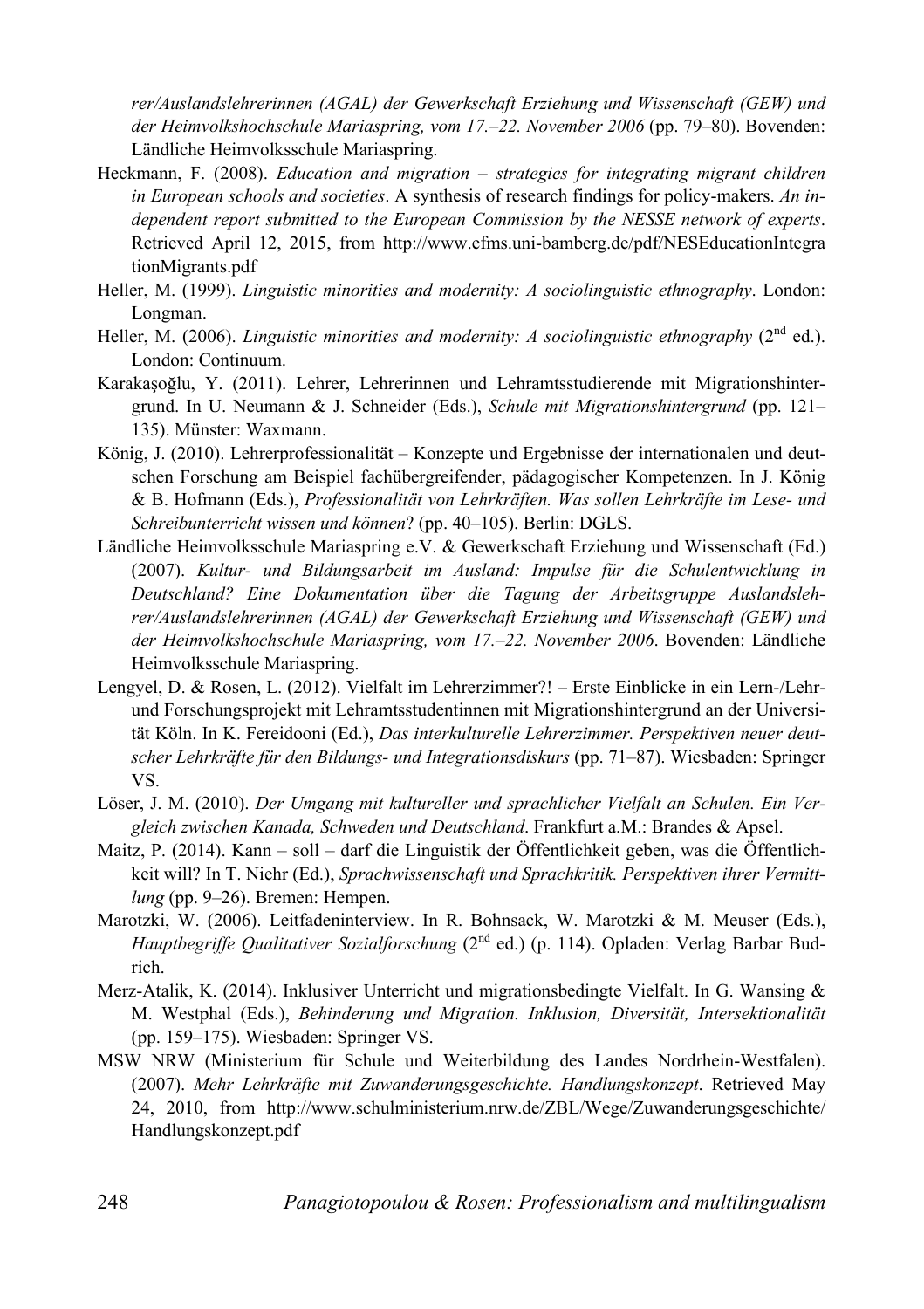*rer/Auslandslehrerinnen (AGAL) der Gewerkschaft Erziehung und Wissenschaft (GEW) und der Heimvolkshochschule Mariaspring, vom 17.–22. November 2006* (pp. 79–80). Bovenden: Ländliche Heimvolksschule Mariaspring.

Heckmann, F. (2008). *Education and migration – strategies for integrating migrant children in European schools and societies*. A synthesis of research findings for policy-makers. *An independent report submitted to the European Commission by the NESSE network of experts*. Retrieved April 12, 2015, from http://www.efms.uni-bamberg.de/pdf/NESEducationIntegrationMigrants.pdf

Heller, M. (1999). *Linguistic minorities and modernity: A sociolinguistic ethnography*. London: Longman.

Heller, M. (2006). *Linguistic minorities and modernity: A sociolinguistic ethnography* (2nd ed.). London: Continuum.

Karakaşoğlu, Y. (2011). Lehrer, Lehrerinnen und Lehramtsstudierende mit Migrationshintergrund. In U. Neumann & J. Schneider (Eds.), *Schule mit Migrationshintergrund* (pp. 121–135). Münster: Waxmann.

König, J. (2010). Lehrerprofessionalität – Konzepte und Ergebnisse der internationalen und deutschen Forschung am Beispiel fachübergreifender, pädagogischer Kompetenzen. In J. König & B. Hofmann (Eds.), *Professionalität von Lehrkräften. Was sollen Lehrkräfte im Lese- und Schreibunterricht wissen und können*? (pp. 40–105). Berlin: DGLS.

Ländliche Heimvolksschule Mariaspring e.V. & Gewerkschaft Erziehung und Wissenschaft (Ed.) (2007). *Kultur- und Bildungsarbeit im Ausland: Impulse für die Schulentwicklung in Deutschland? Eine Dokumentation über die Tagung der Arbeitsgruppe Auslandslehrer/Auslandslehrerinnen (AGAL) der Gewerkschaft Erziehung und Wissenschaft (GEW) und der Heimvolkshochschule Mariaspring, vom 17.–22. November 2006*. Bovenden: Ländliche Heimvolksschule Mariaspring.

Lengyel, D. & Rosen, L. (2012). Vielfalt im Lehrerzimmer?! – Erste Einblicke in ein Lern-/Lehr- und Forschungsprojekt mit Lehramtsstudentinnen mit Migrationshintergrund an der Universität Köln. In K. Fereidooni (Ed.), *Das interkulturelle Lehrerzimmer. Perspektiven neuer deutscher Lehrkräfte für den Bildungs- und Integrationsdiskurs* (pp. 71–87). Wiesbaden: Springer VS.

Löser, J. M. (2010). *Der Umgang mit kultureller und sprachlicher Vielfalt an Schulen. Ein Vergleich zwischen Kanada, Schweden und Deutschland*. Frankfurt a.M.: Brandes & Apsel.

Maitz, P. (2014). Kann – soll – darf die Linguistik der Öffentlichkeit geben, was die Öffentlichkeit will? In T. Niehr (Ed.), *Sprachwissenschaft und Sprachkritik. Perspektiven ihrer Vermittlung* (pp. 9–26). Bremen: Hempen.

Marotzki, W. (2006). Leitfadeninterview. In R. Bohnsack, W. Marotzki & M. Meuser (Eds.), *Hauptbegriffe Qualitativer Sozialforschung* (2nd ed.) (p. 114). Opladen: Verlag Barbar Budrich.

Merz-Atalik, K. (2014). Inklusiver Unterricht und migrationsbedingte Vielfalt. In G. Wansing & M. Westphal (Eds.), *Behinderung und Migration. Inklusion, Diversität, Intersektionalität* (pp. 159–175). Wiesbaden: Springer VS.

MSW NRW (Ministerium für Schule und Weiterbildung des Landes Nordrhein-Westfalen). (2007). *Mehr Lehrkräfte mit Zuwanderungsgeschichte. Handlungskonzept*. Retrieved May 24, 2010, from http://www.schulministerium.nrw.de/ZBL/Wege/Zuwanderungsgeschichte/Handlungskonzept.pdf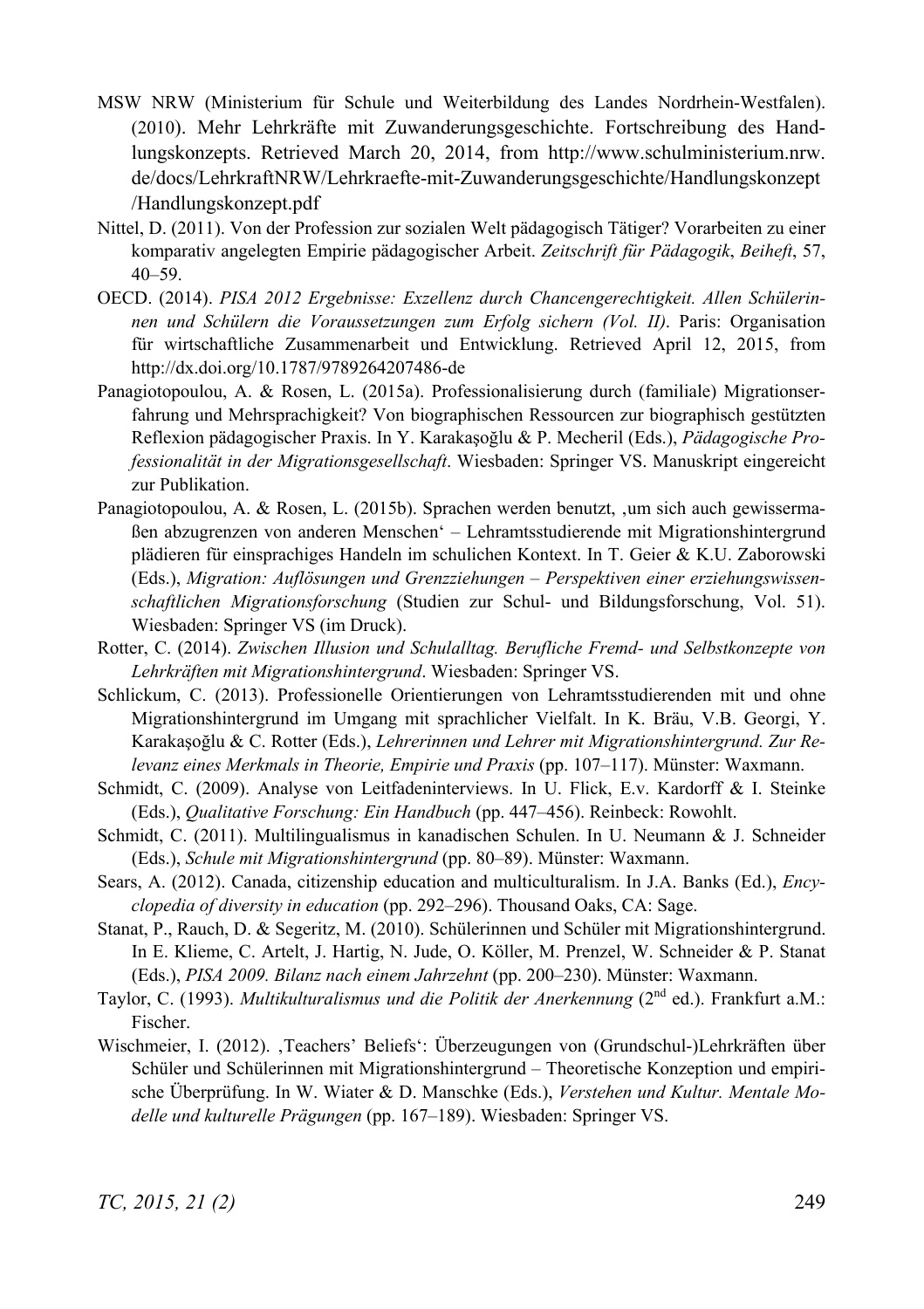MSW NRW (Ministerium für Schule und Weiterbildung des Landes Nordrhein-Westfalen). (2010). Mehr Lehrkräfte mit Zuwanderungsgeschichte. Fortschreibung des Handlungskonzepts. Retrieved March 20, 2014, from http://www.schulministerium.nrw.de/docs/LehrkraftNRW/Lehrkraefte-mit-Zuwanderungsgeschichte/Handlungskonzept/Handlungskonzept.pdf

Nittel, D. (2011). Von der Profession zur sozialen Welt pädagogisch Tätiger? Vorarbeiten zu einer komparativ angelegten Empirie pädagogischer Arbeit. *Zeitschrift für Pädagogik*, *Beiheft*, 57, 40–59.

OECD. (2014). *PISA 2012 Ergebnisse: Exzellenz durch Chancengerechtigkeit. Allen Schülerinnen und Schülern die Voraussetzungen zum Erfolg sichern (Vol. II)*. Paris: Organisation für wirtschaftliche Zusammenarbeit und Entwicklung. Retrieved April 12, 2015, from http://dx.doi.org/10.1787/9789264207486-de

Panagiotopoulou, A. & Rosen, L. (2015a). Professionalisierung durch (familiale) Migrationserfahrung und Mehrsprachigkeit? Von biographischen Ressourcen zur biographisch gestützten Reflexion pädagogischer Praxis. In Y. Karakaşoğlu & P. Mecheril (Eds.), *Pädagogische Professionalität in der Migrationsgesellschaft*. Wiesbaden: Springer VS. Manuskript eingereicht zur Publikation.

Panagiotopoulou, A. & Rosen, L. (2015b). Sprachen werden benutzt, ‚um sich auch gewissermaßen abzugrenzen von anderen Menschen' – Lehramtsstudierende mit Migrationshintergrund plädieren für einsprachiges Handeln im schulichen Kontext. In T. Geier & K.U. Zaborowski (Eds.), *Migration: Auflösungen und Grenzziehungen – Perspektiven einer erziehungswissenschaftlichen Migrationsforschung* (Studien zur Schul- und Bildungsforschung, Vol. 51). Wiesbaden: Springer VS (im Druck).

Rotter, C. (2014). *Zwischen Illusion und Schulalltag. Berufliche Fremd- und Selbstkonzepte von Lehrkräften mit Migrationshintergrund*. Wiesbaden: Springer VS.

Schlickum, C. (2013). Professionelle Orientierungen von Lehramtsstudierenden mit und ohne Migrationshintergrund im Umgang mit sprachlicher Vielfalt. In K. Bräu, V.B. Georgi, Y. Karakaşoğlu & C. Rotter (Eds.), *Lehrerinnen und Lehrer mit Migrationshintergrund. Zur Relevanz eines Merkmals in Theorie, Empirie und Praxis* (pp. 107–117). Münster: Waxmann.

Schmidt, C. (2009). Analyse von Leitfadeninterviews. In U. Flick, E.v. Kardorff & I. Steinke (Eds.), *Qualitative Forschung: Ein Handbuch* (pp. 447–456). Reinbeck: Rowohlt.

Schmidt, C. (2011). Multilingualismus in kanadischen Schulen. In U. Neumann & J. Schneider (Eds.), *Schule mit Migrationshintergrund* (pp. 80–89). Münster: Waxmann.

Sears, A. (2012). Canada, citizenship education and multiculturalism. In J.A. Banks (Ed.), *Encyclopedia of diversity in education* (pp. 292–296). Thousand Oaks, CA: Sage.

Stanat, P., Rauch, D. & Segeritz, M. (2010). Schülerinnen und Schüler mit Migrationshintergrund. In E. Klieme, C. Artelt, J. Hartig, N. Jude, O. Köller, M. Prenzel, W. Schneider & P. Stanat (Eds.), *PISA 2009. Bilanz nach einem Jahrzehnt* (pp. 200–230). Münster: Waxmann.

Taylor, C. (1993). *Multikulturalismus und die Politik der Anerkennung* (2nd ed.). Frankfurt a.M.: Fischer.

Wischmeier, I. (2012). ‚Teachers' Beliefs': Überzeugungen von (Grundschul-)Lehrkräften über Schüler und Schülerinnen mit Migrationshintergrund – Theoretische Konzeption und empirische Überprüfung. In W. Wiater & D. Manschke (Eds.), *Verstehen und Kultur. Mentale Modelle und kulturelle Prägungen* (pp. 167–189). Wiesbaden: Springer VS.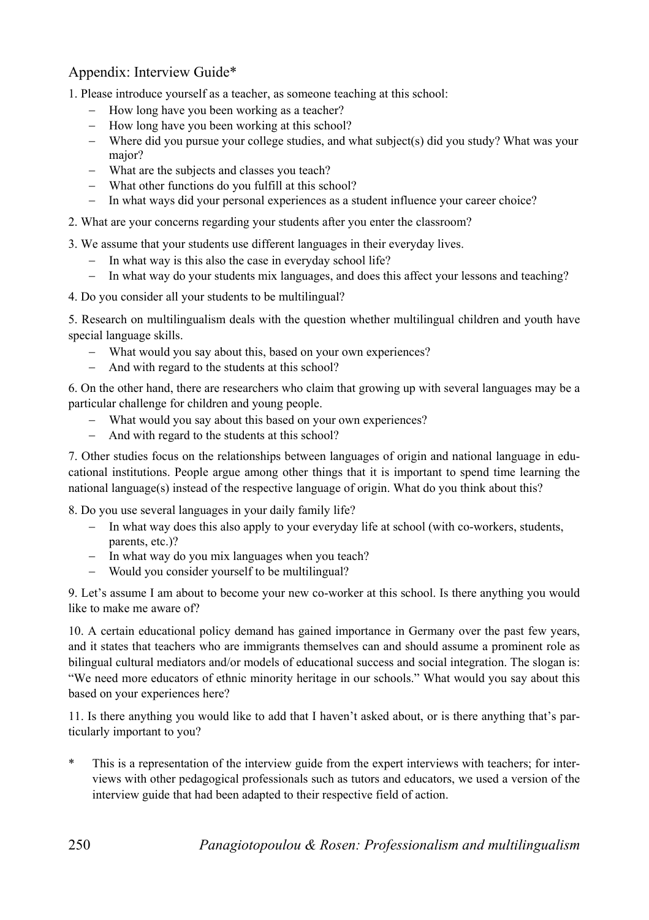## Appendix: Interview Guide*

1. Please introduce yourself as a teacher, as someone teaching at this school:
   - How long have you been working as a teacher?
   - How long have you been working at this school?
   - Where did you pursue your college studies, and what subject(s) did you study? What was your major?
   - What are the subjects and classes you teach?
   - What other functions do you fulfill at this school?
   - In what ways did your personal experiences as a student influence your career choice?

2. What are your concerns regarding your students after you enter the classroom?

3. We assume that your students use different languages in their everyday lives.
   - In what way is this also the case in everyday school life?
   - In what way do your students mix languages, and does this affect your lessons and teaching?

4. Do you consider all your students to be multilingual?

5. Research on multilingualism deals with the question whether multilingual children and youth have special language skills.
   - What would you say about this, based on your own experiences?
   - And with regard to the students at this school?

6. On the other hand, there are researchers who claim that growing up with several languages may be a particular challenge for children and young people.
   - What would you say about this based on your own experiences?
   - And with regard to the students at this school?

7. Other studies focus on the relationships between languages of origin and national language in educational institutions. People argue among other things that it is important to spend time learning the national language(s) instead of the respective language of origin. What do you think about this?

8. Do you use several languages in your daily family life?
   - In what way does this also apply to your everyday life at school (with co-workers, students, parents, etc.)?
   - In what way do you mix languages when you teach?
   - Would you consider yourself to be multilingual?

9. Let's assume I am about to become your new co-worker at this school. Is there anything you would like to make me aware of?

10. A certain educational policy demand has gained importance in Germany over the past few years, and it states that teachers who are immigrants themselves can and should assume a prominent role as bilingual cultural mediators and/or models of educational success and social integration. The slogan is: "We need more educators of ethnic minority heritage in our schools." What would you say about this based on your experiences here?

11. Is there anything you would like to add that I haven't asked about, or is there anything that's particularly important to you?

\* This is a representation of the interview guide from the expert interviews with teachers; for interviews with other pedagogical professionals such as tutors and educators, we used a version of the interview guide that had been adapted to their respective field of action.